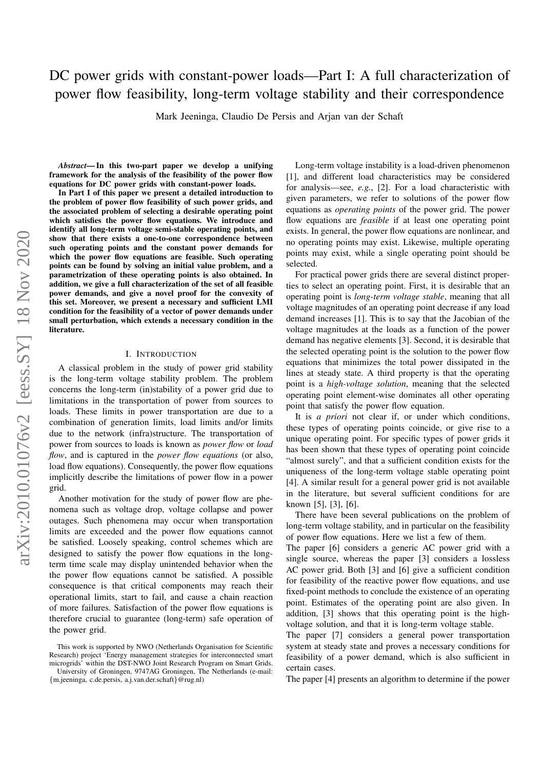# DC power grids with constant-power loads—Part I: A full characterization of power flow feasibility, long-term voltage stability and their correspondence

Mark Jeeninga, Claudio De Persis and Arjan van der Schaft

***Abstract*— In this two-part paper we develop a unifying framework for the analysis of the feasibility of the power flow equations for DC power grids with constant-power loads.**

**In Part I of this paper we present a detailed introduction to the problem of power flow feasibility of such power grids, and the associated problem of selecting a desirable operating point which satisfies the power flow equations. We introduce and identify all long-term voltage semi-stable operating points, and show that there exists a one-to-one correspondence between such operating points and the constant power demands for which the power flow equations are feasible. Such operating points can be found by solving an initial value problem, and a parametrization of these operating points is also obtained. In addition, we give a full characterization of the set of all feasible power demands, and give a novel proof for the convexity of this set. Moreover, we present a necessary and sufficient LMI condition for the feasibility of a vector of power demands under small perturbation, which extends a necessary condition in the literature.**

## I. Introduction

A classical problem in the study of power grid stability is the long-term voltage (in)stability problem. The problem concerns the long-term (in)stability of a power grid due to limitations in the transportation of power from sources to loads. These limits in power transportation are due to a combination of generation limits, load limits and/or limits due to the network (infra)structure. The transportation of power from sources to loads is known as *power flow* or *load flow*, and is captured in the *power flow equations* (or also, load flow equations). Consequently, the power flow equations implicitly describe the limitations of power flow in a power grid.

Another motivation for the study of power flow are phenomena such as voltage drop, voltage collapse and power outages. Such phenomena may occur when transportation limits are exceeded and the power flow equations cannot be satisfied. Loosely speaking, control schemes which are designed to satisfy the power flow equations in the long-term time scale may display unintended behavior when the the power flow equations cannot be satisfied. A possible consequence is that critical components may reach their operational limits, start to fail, and cause a chain reaction of more failures. Satisfaction of the power flow equations is therefore crucial to guarantee (long-term) safe operation of the power grid.

This work is supported by NWO (Netherlands Organisation for Scientific Research) project 'Energy management strategies for interconnected smart microgrids' within the DST-NWO Joint Research Program on Smart Grids.

University of Groningen, 9747AG Groningen, The Netherlands (e-mail: {m.jeeninga, c.de.persis, a.j.van.der.schaft}@rug.nl)

Long-term voltage instability is a load-driven phenomenon [1], and different load characteristics may be considered for analysis—see, *e.g.*, [2]. For a load characteristic with given parameters, we refer to solutions of the power flow equations as *operating points* of the power grid. The power flow equations are *feasible* if at least one operating point exists. In general, the power flow equations are nonlinear, and no operating points may exist. Likewise, multiple operating points may exist, while a single operating point should be selected.

For practical power grids there are several distinct properties to select an operating point. First, it is desirable that an operating point is *long-term voltage stable*, meaning that all voltage magnitudes of an operating point decrease if any load demand increases [1]. This is to say that the Jacobian of the voltage magnitudes at the loads as a function of the power demand has negative elements [3]. Second, it is desirable that the selected operating point is the solution to the power flow equations that minimizes the total power dissipated in the lines at steady state. A third property is that the operating point is a *high-voltage solution*, meaning that the selected operating point element-wise dominates all other operating point that satisfy the power flow equation.

It is *a priori* not clear if, or under which conditions, these types of operating points coincide, or give rise to a unique operating point. For specific types of power grids it has been shown that these types of operating point coincide "almost surely", and that a sufficient condition exists for the uniqueness of the long-term voltage stable operating point [4]. A similar result for a general power grid is not available in the literature, but several sufficient conditions for are known [5], [3], [6].

There have been several publications on the problem of long-term voltage stability, and in particular on the feasibility of power flow equations. Here we list a few of them.

The paper [6] considers a generic AC power grid with a single source, whereas the paper [3] considers a lossless AC power grid. Both [3] and [6] give a sufficient condition for feasibility of the reactive power flow equations, and use fixed-point methods to conclude the existence of an operating point. Estimates of the operating point are also given. In addition, [3] shows that this operating point is the high-voltage solution, and that it is long-term voltage stable.

The paper [7] considers a general power transportation system at steady state and proves a necessary conditions for feasibility of a power demand, which is also sufficient in certain cases.

The paper [4] presents an algorithm to determine if the power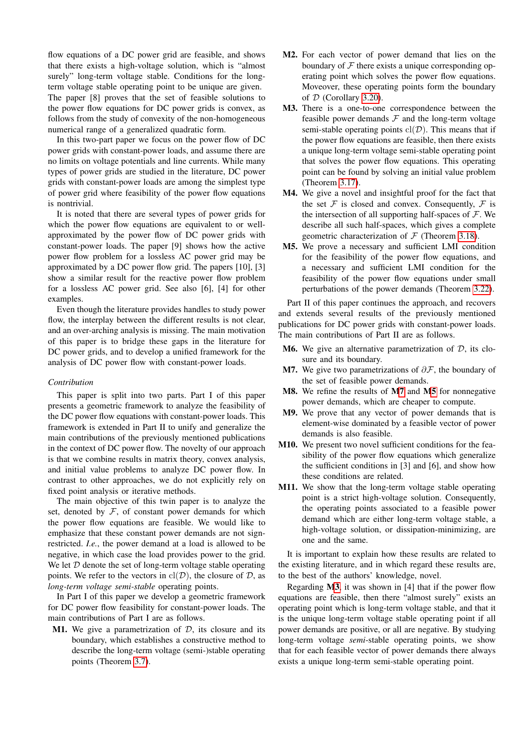flow equations of a DC power grid are feasible, and shows that there exists a high-voltage solution, which is "almost surely" long-term voltage stable. Conditions for the long-term voltage stable operating point to be unique are given. The paper [8] proves that the set of feasible solutions to the power flow equations for DC power grids is convex, as follows from the study of convexity of the non-homogeneous numerical range of a generalized quadratic form.

In this two-part paper we focus on the power flow of DC power grids with constant-power loads, and assume there are no limits on voltage potentials and line currents. While many types of power grids are studied in the literature, DC power grids with constant-power loads are among the simplest type of power grid where feasibility of the power flow equations is nontrivial.

It is noted that there are several types of power grids for which the power flow equations are equivalent to or well-approximated by the power flow of DC power grids with constant-power loads. The paper [9] shows how the active power flow problem for a lossless AC power grid may be approximated by a DC power flow grid. The papers [10], [3] show a similar result for the reactive power flow problem for a lossless AC power grid. See also [6], [4] for other examples.

Even though the literature provides handles to study power flow, the interplay between the different results is not clear, and an over-arching analysis is missing. The main motivation of this paper is to bridge these gaps in the literature for DC power grids, and to develop a unified framework for the analysis of DC power flow with constant-power loads.

*Contribution*

This paper is split into two parts. Part I of this paper presents a geometric framework to analyze the feasibility of the DC power flow equations with constant-power loads. This framework is extended in Part II to unify and generalize the main contributions of the previously mentioned publications in the context of DC power flow. The novelty of our approach is that we combine results in matrix theory, convex analysis, and initial value problems to analyze DC power flow. In contrast to other approaches, we do not explicitly rely on fixed point analysis or iterative methods.

The main objective of this twin paper is to analyze the set, denoted by $\mathcal{F}$, of constant power demands for which the power flow equations are feasible. We would like to emphasize that these constant power demands are not sign-restricted. *I.e.*, the power demand at a load is allowed to be negative, in which case the load provides power to the grid. We let $\mathcal{D}$ denote the set of long-term voltage stable operating points. We refer to the vectors in $\mathrm{cl}(\mathcal{D})$, the closure of $\mathcal{D}$, as *long-term voltage semi-stable* operating points.

In Part I of this paper we develop a geometric framework for DC power flow feasibility for constant-power loads. The main contributions of Part I are as follows.

- **M1.** We give a parametrization of $\mathcal{D}$, its closure and its boundary, which establishes a constructive method to describe the long-term voltage (semi-)stable operating points (Theorem 3.7).
- **M2.** For each vector of power demand that lies on the boundary of $\mathcal{F}$ there exists a unique corresponding operating point which solves the power flow equations. Moreover, these operating points form the boundary of $\mathcal{D}$ (Corollary 3.20).
- **M3.** There is a one-to-one correspondence between the feasible power demands $\mathcal{F}$ and the long-term voltage semi-stable operating points $\mathrm{cl}(\mathcal{D})$. This means that if the power flow equations are feasible, then there exists a unique long-term voltage semi-stable operating point that solves the power flow equations. This operating point can be found by solving an initial value problem (Theorem 3.17).
- **M4.** We give a novel and insightful proof for the fact that the set $\mathcal{F}$ is closed and convex. Consequently, $\mathcal{F}$ is the intersection of all supporting half-spaces of $\mathcal{F}$. We describe all such half-spaces, which gives a complete geometric characterization of $\mathcal{F}$ (Theorem 3.18).
- **M5.** We prove a necessary and sufficient LMI condition for the feasibility of the power flow equations, and a necessary and sufficient LMI condition for the feasibility of the power flow equations under small perturbations of the power demands (Theorem 3.22).

Part II of this paper continues the approach, and recovers and extends several results of the previously mentioned publications for DC power grids with constant-power loads. The main contributions of Part II are as follows.

- **M6.** We give an alternative parametrization of $\mathcal{D}$, its closure and its boundary.
- **M7.** We give two parametrizations of $\partial\mathcal{F}$, the boundary of the set of feasible power demands.
- **M8.** We refine the results of M7 and M5 for nonnegative power demands, which are cheaper to compute.
- **M9.** We prove that any vector of power demands that is element-wise dominated by a feasible vector of power demands is also feasible.
- **M10.** We present two novel sufficient conditions for the feasibility of the power flow equations which generalize the sufficient conditions in [3] and [6], and show how these conditions are related.
- **M11.** We show that the long-term voltage stable operating point is a strict high-voltage solution. Consequently, the operating points associated to a feasible power demand which are either long-term voltage stable, a high-voltage solution, or dissipation-minimizing, are one and the same.

It is important to explain how these results are related to the existing literature, and in which regard these results are, to the best of the authors' knowledge, novel.

Regarding M3, it was shown in [4] that if the power flow equations are feasible, then there "almost surely" exists an operating point which is long-term voltage stable, and that it is the unique long-term voltage stable operating point if all power demands are positive, or all are negative. By studying long-term voltage *semi*-stable operating points, we show that for each feasible vector of power demands there always exists a unique long-term semi-stable operating point.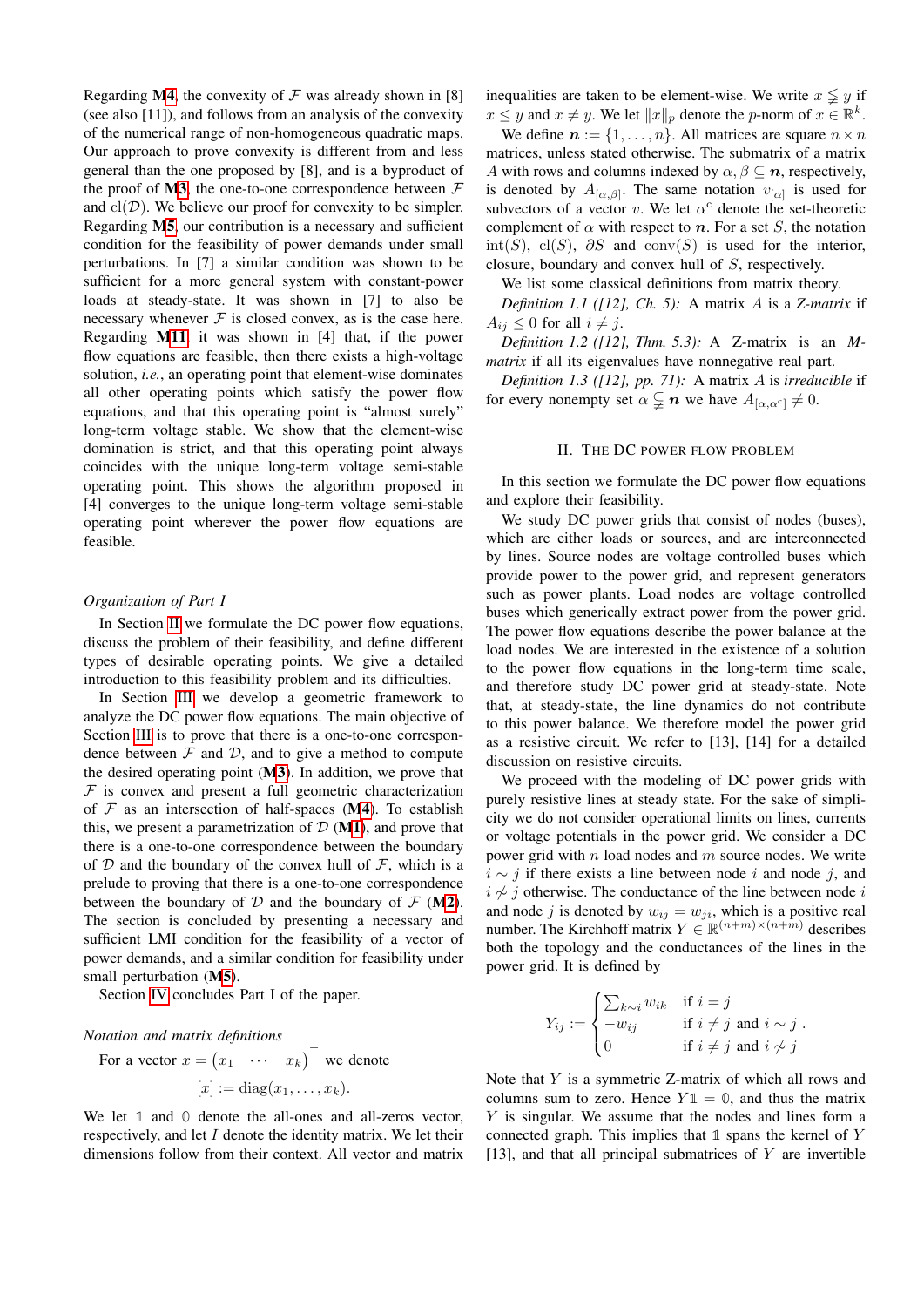Regarding **M4**, the convexity of $\mathcal{F}$ was already shown in [8] (see also [11]), and follows from an analysis of the convexity of the numerical range of non-homogeneous quadratic maps. Our approach to prove convexity is different from and less general than the one proposed by [8], and is a byproduct of the proof of **M3**, the one-to-one correspondence between $\mathcal{F}$ and $\text{cl}(\mathcal{D})$. We believe our proof for convexity to be simpler. Regarding **M5**, our contribution is a necessary and sufficient condition for the feasibility of power demands under small perturbations. In [7] a similar condition was shown to be sufficient for a more general system with constant-power loads at steady-state. It was shown in [7] to also be necessary whenever $\mathcal{F}$ is closed convex, as is the case here. Regarding **M11**, it was shown in [4] that, if the power flow equations are feasible, then there exists a high-voltage solution, *i.e.*, an operating point that element-wise dominates all other operating points which satisfy the power flow equations, and that this operating point is "almost surely" long-term voltage stable. We show that the element-wise domination is strict, and that this operating point always coincides with the unique long-term voltage semi-stable operating point. This shows the algorithm proposed in [4] converges to the unique long-term voltage semi-stable operating point wherever the power flow equations are feasible.

### *Organization of Part I*

In Section II we formulate the DC power flow equations, discuss the problem of their feasibility, and define different types of desirable operating points. We give a detailed introduction to this feasibility problem and its difficulties.

In Section III we develop a geometric framework to analyze the DC power flow equations. The main objective of Section III is to prove that there is a one-to-one correspondence between $\mathcal{F}$ and $\mathcal{D}$, and to give a method to compute the desired operating point (**M3**). In addition, we prove that $\mathcal{F}$ is convex and present a full geometric characterization of $\mathcal{F}$ as an intersection of half-spaces (**M4**). To establish this, we present a parametrization of $\mathcal{D}$ (**M1**), and prove that there is a one-to-one correspondence between the boundary of $\mathcal{D}$ and the boundary of the convex hull of $\mathcal{F}$, which is a prelude to proving that there is a one-to-one correspondence between the boundary of $\mathcal{D}$ and the boundary of $\mathcal{F}$ (**M2**). The section is concluded by presenting a necessary and sufficient LMI condition for the feasibility of a vector of power demands, and a similar condition for feasibility under small perturbation (**M5**).

Section IV concludes Part I of the paper.

### *Notation and matrix definitions*

For a vector $x = \begin{pmatrix} x_1 & \cdots & x_k \end{pmatrix}^\top$ we denote

$$[x] := \text{diag}(x_1, \ldots, x_k).$$

We let $\mathbb{1}$ and $\mathbb{0}$ denote the all-ones and all-zeros vector, respectively, and let $I$ denote the identity matrix. We let their dimensions follow from their context. All vector and matrix inequalities are taken to be element-wise. We write $x \lneq y$ if $x \leq y$ and $x \neq y$. We let $\|x\|_p$ denote the $p$-norm of $x \in \mathbb{R}^k$.

We define $\boldsymbol{n} := \{1, \ldots, n\}$. All matrices are square $n \times n$ matrices, unless stated otherwise. The submatrix of a matrix $A$ with rows and columns indexed by $\alpha, \beta \subseteq \boldsymbol{n}$, respectively, is denoted by $A_{[\alpha,\beta]}$. The same notation $v_{[\alpha]}$ is used for subvectors of a vector $v$. We let $\alpha^c$ denote the set-theoretic complement of $\alpha$ with respect to $\boldsymbol{n}$. For a set $S$, the notation $\text{int}(S)$, $\text{cl}(S)$, $\partial S$ and $\text{conv}(S)$ is used for the interior, closure, boundary and convex hull of $S$, respectively.

We list some classical definitions from matrix theory.

*Definition 1.1 ([12], Ch. 5):* A matrix $A$ is a *Z-matrix* if $A_{ij} \leq 0$ for all $i \neq j$.

*Definition 1.2 ([12], Thm. 5.3):* A Z-matrix is an *M-matrix* if all its eigenvalues have nonnegative real part.

*Definition 1.3 ([12], pp. 71):* A matrix $A$ is *irreducible* if for every nonempty set $\alpha \subsetneq \boldsymbol{n}$ we have $A_{[\alpha,\alpha^c]} \neq 0$.

## II. The DC power flow problem

In this section we formulate the DC power flow equations and explore their feasibility.

We study DC power grids that consist of nodes (buses), which are either loads or sources, and are interconnected by lines. Source nodes are voltage controlled buses which provide power to the power grid, and represent generators such as power plants. Load nodes are voltage controlled buses which generically extract power from the power grid. The power flow equations describe the power balance at the load nodes. We are interested in the existence of a solution to the power flow equations in the long-term time scale, and therefore study DC power grid at steady-state. Note that, at steady-state, the line dynamics do not contribute to this power balance. We therefore model the power grid as a resistive circuit. We refer to [13], [14] for a detailed discussion on resistive circuits.

We proceed with the modeling of DC power grids with purely resistive lines at steady state. For the sake of simplicity we do not consider operational limits on lines, currents or voltage potentials in the power grid. We consider a DC power grid with $n$ load nodes and $m$ source nodes. We write $i \sim j$ if there exists a line between node $i$ and node $j$, and $i \not\sim j$ otherwise. The conductance of the line between node $i$ and node $j$ is denoted by $w_{ij} = w_{ji}$, which is a positive real number. The Kirchhoff matrix $Y \in \mathbb{R}^{(n+m)\times(n+m)}$ describes both the topology and the conductances of the lines in the power grid. It is defined by

$$Y_{ij} := \begin{cases} \sum_{k \sim i} w_{ik} & \text{if } i = j \\ -w_{ij} & \text{if } i \neq j \text{ and } i \sim j \\ 0 & \text{if } i \neq j \text{ and } i \not\sim j \end{cases}.$$

Note that $Y$ is a symmetric Z-matrix of which all rows and columns sum to zero. Hence $Y\mathbb{1} = \mathbb{0}$, and thus the matrix $Y$ is singular. We assume that the nodes and lines form a connected graph. This implies that $\mathbb{1}$ spans the kernel of $Y$ [13], and that all principal submatrices of $Y$ are invertible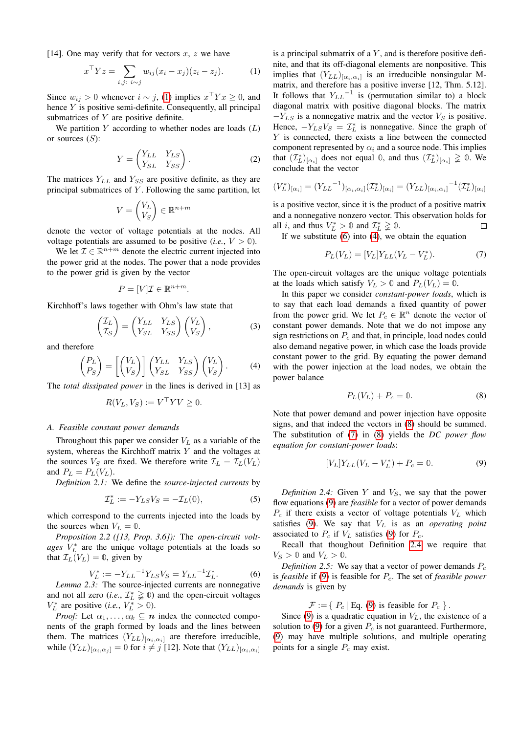[14]. One may verify that for vectors $x$, $z$ we have

$$x^\top Y z = \sum_{i,j:\ i\sim j} w_{ij}(x_i - x_j)(z_i - z_j). \tag{1}$$

Since $w_{ij} > 0$ whenever $i \sim j$, (1) implies $x^\top Y x \geq 0$, and hence $Y$ is positive semi-definite. Consequently, all principal submatrices of $Y$ are positive definite.

We partition $Y$ according to whether nodes are loads ($L$) or sources ($S$):

$$Y = \begin{pmatrix} Y_{LL} & Y_{LS} \\ Y_{SL} & Y_{SS} \end{pmatrix}. \tag{2}$$

The matrices $Y_{LL}$, $Y_{SS}$ are positive definite, as they are principal submatrices of $Y$. Following the same partition, let

$$V = \begin{pmatrix} V_L \\ V_S \end{pmatrix} \in \mathbb{R}^{n+m}$$

denote the vector of voltage potentials at the nodes. All voltage potentials are assumed to be positive (*i.e.*, $V > \mathbb{0}$).

We let $\mathcal{I} \in \mathbb{R}^{n+m}$ denote the electric current injected into the power grid at the nodes. The power that a node provides to the power grid is given by the vector

$$P = [V]\mathcal{I} \in \mathbb{R}^{n+m}.$$

Kirchhoff's laws together with Ohm's law state that

$$\begin{pmatrix} \mathcal{I}_L \\ \mathcal{I}_S \end{pmatrix} = \begin{pmatrix} Y_{LL} & Y_{LS} \\ Y_{SL} & Y_{SS} \end{pmatrix} \begin{pmatrix} V_L \\ V_S \end{pmatrix}, \tag{3}$$

and therefore

$$\begin{pmatrix} P_L \\ P_S \end{pmatrix} = \left[\begin{pmatrix} V_L \\ V_S \end{pmatrix}\right] \begin{pmatrix} Y_{LL} & Y_{LS} \\ Y_{SL} & Y_{SS} \end{pmatrix} \begin{pmatrix} V_L \\ V_S \end{pmatrix}. \tag{4}$$

The *total dissipated power* in the lines is derived in [13] as

$$R(V_L, V_S) := V^\top Y V \geq 0.$$

### A. Feasible constant power demands

Throughout this paper we consider $V_L$ as a variable of the system, whereas the Kirchhoff matrix $Y$ and the voltages at the sources $V_S$ are fixed. We therefore write $\mathcal{I}_L = \mathcal{I}_L(V_L)$ and $P_L = P_L(V_L)$.

*Definition 2.1:* We define the *source-injected currents* by

$$\mathcal{I}_L^* := -Y_{LS} V_S = -\mathcal{I}_L(\mathbb{0}), \tag{5}$$

which correspond to the currents injected into the loads by the sources when $V_L = \mathbb{0}$.

*Proposition 2.2 ([13, Prop. 3.6]):* The *open-circuit voltages* $V_L^*$ are the unique voltage potentials at the loads so that $\mathcal{I}_L(V_L) = \mathbb{0}$, given by

$$V_L^* := -Y_{LL}{}^{-1} Y_{LS} V_S = Y_{LL}{}^{-1} \mathcal{I}_L^*. \tag{6}$$

*Lemma 2.3:* The source-injected currents are nonnegative and not all zero (*i.e.*, $\mathcal{I}_L^* \gneqq \mathbb{0}$) and the open-circuit voltages $V_L^*$ are positive (*i.e.*, $V_L^* > \mathbb{0}$).

*Proof:* Let $\alpha_1, \ldots, \alpha_k \subseteq \boldsymbol{n}$ index the connected components of the graph formed by loads and the lines between them. The matrices $(Y_{LL})_{[\alpha_i,\alpha_i]}$ are therefore irreducible, while $(Y_{LL})_{[\alpha_i,\alpha_j]} = 0$ for $i \neq j$ [12]. Note that $(Y_{LL})_{[\alpha_i,\alpha_i]}$ is a principal submatrix of a $Y$, and is therefore positive definite, and that its off-diagonal elements are nonpositive. This implies that $(Y_{LL})_{[\alpha_i,\alpha_i]}$ is an irreducible nonsingular M-matrix, and therefore has a positive inverse [12, Thm. 5.12]. It follows that $Y_{LL}{}^{-1}$ is (permutation similar to) a block diagonal matrix with positive diagonal blocks. The matrix $-Y_{LS}$ is a nonnegative matrix and the vector $V_S$ is positive. Hence, $-Y_{LS}V_S = \mathcal{I}_L^*$ is nonnegative. Since the graph of $Y$ is connected, there exists a line between the connected component represented by $\alpha_i$ and a source node. This implies that $(\mathcal{I}_L^*)_{[\alpha_i]}$ does not equal $\mathbb{0}$, and thus $(\mathcal{I}_L^*)_{[\alpha_i]} \gneqq \mathbb{0}$. We conclude that the vector

$$(V_L^*)_{[\alpha_i]} = (Y_{LL}{}^{-1})_{[\alpha_i,\alpha_i]} (\mathcal{I}_L^*)_{[\alpha_i]} = (Y_{LL})_{[\alpha_i,\alpha_i]}{}^{-1} (\mathcal{I}_L^*)_{[\alpha_i]}$$

is a positive vector, since it is the product of a positive matrix and a nonnegative nonzero vector. This observation holds for all $i$, and thus $V_L^* > \mathbb{0}$ and $\mathcal{I}_L^* \gneqq \mathbb{0}$. ∎

If we substitute (6) into (4), we obtain the equation

$$P_L(V_L) = [V_L] Y_{LL} (V_L - V_L^*). \tag{7}$$

The open-circuit voltages are the unique voltage potentials at the loads which satisfy $V_L > \mathbb{0}$ and $P_L(V_L) = \mathbb{0}$.

In this paper we consider *constant-power loads*, which is to say that each load demands a fixed quantity of power from the power grid. We let $P_c \in \mathbb{R}^n$ denote the vector of constant power demands. Note that we do not impose any sign restrictions on $P_c$ and that, in principle, load nodes could also demand negative power, in which case the loads provide constant power to the grid. By equating the power demand with the power injection at the load nodes, we obtain the power balance

$$P_L(V_L) + P_c = \mathbb{0}. \tag{8}$$

Note that power demand and power injection have opposite signs, and that indeed the vectors in (8) should be summed. The substitution of (7) in (8) yields the *DC power flow equation for constant-power loads*:

$$[V_L] Y_{LL} (V_L - V_L^*) + P_c = \mathbb{0}. \tag{9}$$

*Definition 2.4:* Given $Y$ and $V_S$, we say that the power flow equations (9) are *feasible* for a vector of power demands $P_c$ if there exists a vector of voltage potentials $V_L$ which satisfies (9). We say that $V_L$ is as an *operating point* associated to $P_c$ if $V_L$ satisfies (9) for $P_c$.

Recall that thoughout Definition 2.4 we require that $V_S > \mathbb{0}$ and $V_L > \mathbb{0}$.

*Definition 2.5:* We say that a vector of power demands $P_c$ is *feasible* if (9) is feasible for $P_c$. The set of *feasible power demands* is given by

$$\mathcal{F} := \{\ P_c \,|\, \text{Eq. (9) is feasible for } P_c\ \}.$$

Since (9) is a quadratic equation in $V_L$, the existence of a solution to (9) for a given $P_c$ is not guaranteed. Furthermore, (9) may have multiple solutions, and multiple operating points for a single $P_c$ may exist.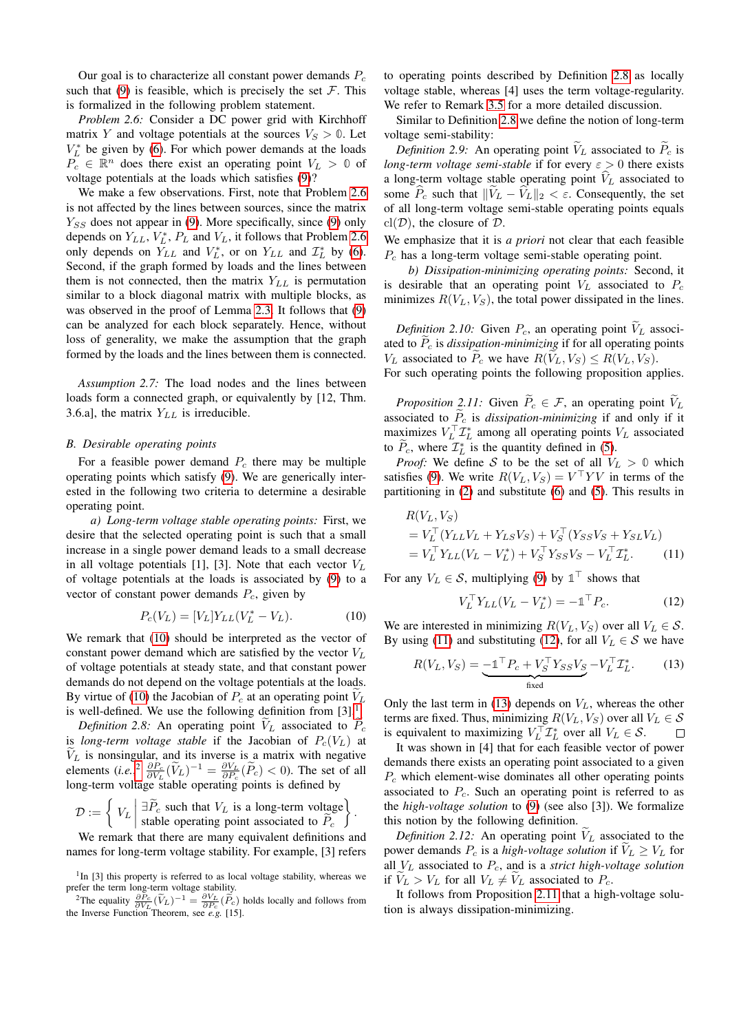Our goal is to characterize all constant power demands $P_c$ such that (9) is feasible, which is precisely the set $\mathcal{F}$. This is formalized in the following problem statement.

*Problem 2.6:* Consider a DC power grid with Kirchhoff matrix $Y$ and voltage potentials at the sources $V_S > \mathbb{0}$. Let $V_L^*$ be given by (6). For which power demands at the loads $P_c \in \mathbb{R}^n$ does there exist an operating point $V_L > \mathbb{0}$ of voltage potentials at the loads which satisfies (9)?

We make a few observations. First, note that Problem 2.6 is not affected by the lines between sources, since the matrix $Y_{SS}$ does not appear in (9). More specifically, since (9) only depends on $Y_{LL}$, $V_L^*$, $P_L$ and $V_L$, it follows that Problem 2.6 only depends on $Y_{LL}$ and $V_L^*$, or on $Y_{LL}$ and $\mathcal{I}_L^*$ by (6). Second, if the graph formed by loads and the lines between them is not connected, then the matrix $Y_{LL}$ is permutation similar to a block diagonal matrix with multiple blocks, as was observed in the proof of Lemma 2.3. It follows that (9) can be analyzed for each block separately. Hence, without loss of generality, we make the assumption that the graph formed by the loads and the lines between them is connected.

*Assumption 2.7:* The load nodes and the lines between loads form a connected graph, or equivalently by [12, Thm. 3.6.a], the matrix $Y_{LL}$ is irreducible.

## B. Desirable operating points

For a feasible power demand $P_c$ there may be multiple operating points which satisfy (9). We are generically interested in the following two criteria to determine a desirable operating point.

*a) Long-term voltage stable operating points:* First, we desire that the selected operating point is such that a small increase in a single power demand leads to a small decrease in all voltage potentials [1], [3]. Note that each vector $V_L$ of voltage potentials at the loads is associated by (9) to a vector of constant power demands $P_c$, given by

$$P_c(V_L) = [V_L]Y_{LL}(V_L^* - V_L). \tag{10}$$

We remark that (10) should be interpreted as the vector of constant power demand which are satisfied by the vector $V_L$ of voltage potentials at steady state, and that constant power demands do not depend on the voltage potentials at the loads. By virtue of (10) the Jacobian of $P_c$ at an operating point $\widetilde{V}_L$ is well-defined. We use the following definition from [3][1].

*Definition 2.8:* An operating point $\widetilde{V}_L$ associated to $\widetilde{P}_c$ is *long-term voltage stable* if the Jacobian of $P_c(V_L)$ at $\widetilde{V}_L$ is nonsingular, and its inverse is a matrix with negative elements (*i.e.*[2] $\frac{\partial P_c}{\partial V_L}(\widetilde{V}_L)^{-1} = \frac{\partial V_L}{\partial P_c}(\widetilde{P}_c) < 0$). The set of all long-term voltage stable operating points is defined by

$$\mathcal{D} := \left\{ V_L \;\middle|\; \begin{array}{l} \exists \widetilde{P}_c \text{ such that } V_L \text{ is a long-term voltage} \\ \text{stable operating point associated to } \widetilde{P}_c \end{array} \right\}.$$

We remark that there are many equivalent definitions and names for long-term voltage stability. For example, [3] refers to operating points described by Definition 2.8 as locally voltage stable, whereas [4] uses the term voltage-regularity. We refer to Remark 3.5 for a more detailed discussion.

Similar to Definition 2.8 we define the notion of long-term voltage semi-stability:

*Definition 2.9:* An operating point $\widetilde{V}_L$ associated to $\widetilde{P}_c$ is *long-term voltage semi-stable* if for every $\varepsilon > 0$ there exists a long-term voltage stable operating point $\widehat{V}_L$ associated to some $\widehat{P}_c$ such that $\|\widetilde{V}_L - \widehat{V}_L\|_2 < \varepsilon$. Consequently, the set of all long-term voltage semi-stable operating points equals $\mathrm{cl}(\mathcal{D})$, the closure of $\mathcal{D}$.

We emphasize that it is *a priori* not clear that each feasible $P_c$ has a long-term voltage semi-stable operating point.

*b) Dissipation-minimizing operating points:* Second, it is desirable that an operating point $V_L$ associated to $P_c$ minimizes $R(V_L, V_S)$, the total power dissipated in the lines.

*Definition 2.10:* Given $P_c$, an operating point $\widetilde{V}_L$ associated to $\widetilde{P}_c$ is *dissipation-minimizing* if for all operating points $V_L$ associated to $\widetilde{P}_c$ we have $R(\widetilde{V}_L, V_S) \le R(V_L, V_S)$.

For such operating points the following proposition applies.

*Proposition 2.11:* Given $\widetilde{P}_c \in \mathcal{F}$, an operating point $\widetilde{V}_L$ associated to $\widetilde{P}_c$ is *dissipation-minimizing* if and only if it maximizes $V_L^\top \mathcal{I}_L^*$ among all operating points $V_L$ associated to $\widetilde{P}_c$, where $\mathcal{I}_L^*$ is the quantity defined in (5).

*Proof:* We define $\mathcal{S}$ to be the set of all $V_L > \mathbb{0}$ which satisfies (9). We write $R(V_L, V_S) = V^\top Y V$ in terms of the partitioning in (2) and substitute (6) and (5). This results in

$$\begin{aligned} &R(V_L, V_S) \\ &= V_L^\top (Y_{LL}V_L + Y_{LS}V_S) + V_S^\top (Y_{SS}V_S + Y_{SL}V_L) \\ &= V_L^\top Y_{LL}(V_L - V_L^*) + V_S^\top Y_{SS}V_S - V_L^\top \mathcal{I}_L^*. \end{aligned} \tag{11}$$

For any $V_L \in \mathcal{S}$, multiplying (9) by $\mathbb{1}^\top$ shows that

$$V_L^\top Y_{LL}(V_L - V_L^*) = -\mathbb{1}^\top P_c. \tag{12}$$

We are interested in minimizing $R(V_L, V_S)$ over all $V_L \in \mathcal{S}$. By using (11) and substituting (12), for all $V_L \in \mathcal{S}$ we have

$$R(V_L, V_S) = \underbrace{-\mathbb{1}^\top P_c + V_S^\top Y_{SS}V_S}_{\text{fixed}} - V_L^\top \mathcal{I}_L^*. \tag{13}$$

Only the last term in (13) depends on $V_L$, whereas the other terms are fixed. Thus, minimizing $R(V_L, V_S)$ over all $V_L \in \mathcal{S}$ is equivalent to maximizing $V_L^\top \mathcal{I}_L^*$ over all $V_L \in \mathcal{S}$. □

It was shown in [4] that for each feasible vector of power demands there exists an operating point associated to a given $P_c$ which element-wise dominates all other operating points associated to $P_c$. Such an operating point is referred to as the *high-voltage solution* to (9) (see also [3]). We formalize this notion by the following definition.

*Definition 2.12:* An operating point $\widetilde{V}_L$ associated to the power demands $P_c$ is a *high-voltage solution* if $\widetilde{V}_L \ge V_L$ for all $V_L$ associated to $P_c$, and is a *strict high-voltage solution* if $\widetilde{V}_L > V_L$ for all $V_L \ne \widetilde{V}_L$ associated to $P_c$.

It follows from Proposition 2.11 that a high-voltage solution is always dissipation-minimizing.

[1] In [3] this property is referred to as local voltage stability, whereas we prefer the term long-term voltage stability.

[2] The equality $\frac{\partial P_c}{\partial V_L}(\widetilde{V}_L)^{-1} = \frac{\partial V_L}{\partial P_c}(\widetilde{P}_c)$ holds locally and follows from the Inverse Function Theorem, see *e.g.* [15].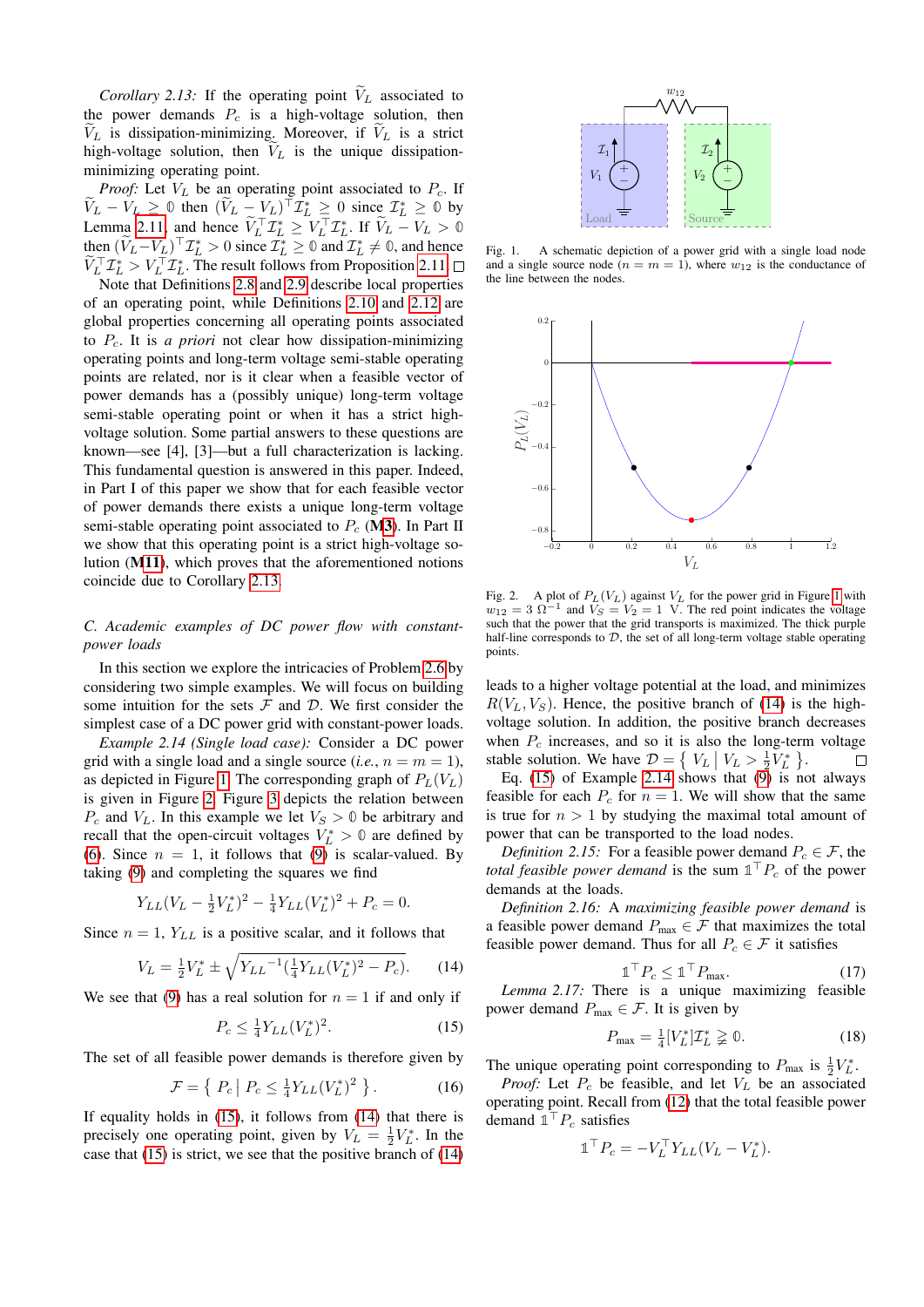*Corollary 2.13:* If the operating point $\widetilde{V}_L$ associated to the power demands $P_c$ is a high-voltage solution, then $\widetilde{V}_L$ is dissipation-minimizing. Moreover, if $\widetilde{V}_L$ is a strict high-voltage solution, then $\widetilde{V}_L$ is the unique dissipation-minimizing operating point.

*Proof:* Let $V_L$ be an operating point associated to $P_c$. If $\widetilde{V}_L - V_L \geq \mathbb{0}$ then $(\widetilde{V}_L - V_L)^\top \mathcal{I}_L^* \geq 0$ since $\mathcal{I}_L^* \geq \mathbb{0}$ by Lemma 2.11, and hence $\widetilde{V}_L^\top \mathcal{I}_L^* \geq V_L^\top \mathcal{I}_L^*$. If $\widetilde{V}_L - V_L > \mathbb{0}$ then $(\widetilde{V}_L - V_L)^\top \mathcal{I}_L^* > 0$ since $\mathcal{I}_L^* \geq \mathbb{0}$ and $\mathcal{I}_L^* \neq \mathbb{0}$, and hence $\widetilde{V}_L^\top \mathcal{I}_L^* > V_L^\top \mathcal{I}_L^*$. The result follows from Proposition 2.11. □

Note that Definitions 2.8 and 2.9 describe local properties of an operating point, while Definitions 2.10 and 2.12 are global properties concerning all operating points associated to $P_c$. It is *a priori* not clear how dissipation-minimizing operating points and long-term voltage semi-stable operating points are related, nor is it clear when a feasible vector of power demands has a (possibly unique) long-term voltage semi-stable operating point or when it has a strict high-voltage solution. Some partial answers to these questions are known—see [4], [3]—but a full characterization is lacking. This fundamental question is answered in this paper. Indeed, in Part I of this paper we show that for each feasible vector of power demands there exists a unique long-term voltage semi-stable operating point associated to $P_c$ (**M3**). In Part II we show that this operating point is a strict high-voltage solution (**M11**), which proves that the aforementioned notions coincide due to Corollary 2.13.

### C. Academic examples of DC power flow with constant-power loads

In this section we explore the intricacies of Problem 2.6 by considering two simple examples. We will focus on building some intuition for the sets $\mathcal{F}$ and $\mathcal{D}$. We first consider the simplest case of a DC power grid with constant-power loads.

*Example 2.14 (Single load case):* Consider a DC power grid with a single load and a single source (*i.e.*, $n = m = 1$), as depicted in Figure 1. The corresponding graph of $P_L(V_L)$ is given in Figure 2. Figure 3 depicts the relation between $P_c$ and $V_L$. In this example we let $V_S > \mathbb{0}$ be arbitrary and recall that the open-circuit voltages $V_L^* > \mathbb{0}$ are defined by (6). Since $n = 1$, it follows that (9) is scalar-valued. By taking (9) and completing the squares we find

$$Y_{LL}(V_L - \tfrac{1}{2}V_L^*)^2 - \tfrac{1}{4}Y_{LL}(V_L^*)^2 + P_c = 0.$$

Since $n = 1$, $Y_{LL}$ is a positive scalar, and it follows that

$$V_L = \tfrac{1}{2}V_L^* \pm \sqrt{{Y_{LL}}^{-1}(\tfrac{1}{4}Y_{LL}(V_L^*)^2 - P_c)}. \tag{14}$$

We see that (9) has a real solution for $n = 1$ if and only if

$$P_c \leq \tfrac{1}{4}Y_{LL}(V_L^*)^2. \tag{15}$$

The set of all feasible power demands is therefore given by

$$\mathcal{F} = \left\{ \, P_c \, \middle| \, P_c \leq \tfrac{1}{4}Y_{LL}(V_L^*)^2 \, \right\}. \tag{16}$$

If equality holds in (15), it follows from (14) that there is precisely one operating point, given by $V_L = \frac{1}{2}V_L^*$. In the case that (15) is strict, we see that the positive branch of (14) leads to a higher voltage potential at the load, and minimizes $R(V_L, V_S)$. Hence, the positive branch of (14) is the high-voltage solution. In addition, the positive branch decreases when $P_c$ increases, and so it is also the long-term voltage stable solution. We have $\mathcal{D} = \left\{ \, V_L \, \middle| \, V_L > \frac{1}{2}V_L^* \, \right\}$. □

Fig. 1. A schematic depiction of a power grid with a single load node and a single source node ($n = m = 1$), where $w_{12}$ is the conductance of the line between the nodes.

Fig. 2. A plot of $P_L(V_L)$ against $V_L$ for the power grid in Figure 1 with $w_{12} = 3\ \Omega^{-1}$ and $V_S = V_2 = 1$ V. The red point indicates the voltage such that the power that the grid transports is maximized. The thick purple half-line corresponds to $\mathcal{D}$, the set of all long-term voltage stable operating points.

Eq. (15) of Example 2.14 shows that (9) is not always feasible for each $P_c$ for $n = 1$. We will show that the same is true for $n > 1$ by studying the maximal total amount of power that can be transported to the load nodes.

*Definition 2.15:* For a feasible power demand $P_c \in \mathcal{F}$, the *total feasible power demand* is the sum $\mathbb{1}^\top P_c$ of the power demands at the loads.

*Definition 2.16:* A *maximizing feasible power demand* is a feasible power demand $P_{\max} \in \mathcal{F}$ that maximizes the total feasible power demand. Thus for all $P_c \in \mathcal{F}$ it satisfies

$$\mathbb{1}^\top P_c \leq \mathbb{1}^\top P_{\max}. \tag{17}$$

*Lemma 2.17:* There is a unique maximizing feasible power demand $P_{\max} \in \mathcal{F}$. It is given by

$$P_{\max} = \tfrac{1}{4}[V_L^*]\mathcal{I}_L^* \gneq \mathbb{0}. \tag{18}$$

The unique operating point corresponding to $P_{\max}$ is $\frac{1}{2}V_L^*$.

*Proof:* Let $P_c$ be feasible, and let $V_L$ be an associated operating point. Recall from (12) that the total feasible power demand $\mathbb{1}^\top P_c$ satisfies

$$\mathbb{1}^\top P_c = -V_L^\top Y_{LL}(V_L - V_L^*).$$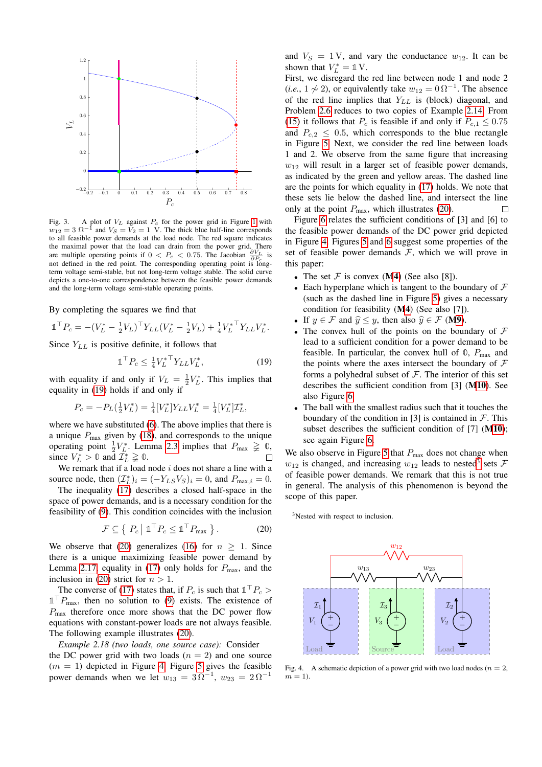Fig. 3. A plot of $V_L$ against $P_c$ for the power grid in Figure 1 with $w_{12} = 3\,\Omega^{-1}$ and $V_S = V_2 = 1$ V. The thick blue half-line corresponds to all feasible power demands at the load node. The red square indicates the maximal power that the load can drain from the power grid. There are multiple operating points if $0 < P_c < 0.75$. The Jacobian $\frac{\partial V_L}{\partial P_c}$ is not defined in the red point. The corresponding operating point is long-term voltage semi-stable, but not long-term voltage stable. The solid curve depicts a one-to-one correspondence between the feasible power demands and the long-term voltage semi-stable operating points.

By completing the squares we find that

$$\mathbb{1}^\top P_c = -(V_L^* - \tfrac{1}{2}V_L)^\top Y_{LL}(V_L^* - \tfrac{1}{2}V_L) + \tfrac{1}{4}V_L^{*\top} Y_{LL} V_L^*.$$

Since $Y_{LL}$ is positive definite, it follows that

$$\mathbb{1}^\top P_c \leq \tfrac{1}{4}V_L^{*\top} Y_{LL} V_L^*, \tag{19}$$

with equality if and only if $V_L = \frac{1}{2}V_L^*$. This implies that equality in (19) holds if and only if

$$P_c = -P_L(\tfrac{1}{2}V_L^*) = \tfrac{1}{4}[V_L^*]Y_{LL}V_L^* = \tfrac{1}{4}[V_L^*]\mathcal{I}_L^*,$$

where we have substituted (6). The above implies that there is a unique $P_{\max}$ given by (18), and corresponds to the unique operating point $\frac{1}{2}V_L^*$. Lemma 2.3 implies that $P_{\max} \gneqq \mathbb{0}$, since $V_L^* > \mathbb{0}$ and $\mathcal{I}_L^* \gneqq \mathbb{0}$. □

We remark that if a load node $i$ does not share a line with a source node, then $(\mathcal{I}_L^*)_i = (-Y_{LS}V_S)_i = 0$, and $P_{\max,i} = 0$.

The inequality (17) describes a closed half-space in the space of power demands, and is a necessary condition for the feasibility of (9). This condition coincides with the inclusion

$$\mathcal{F} \subseteq \left\{\, P_c \,\middle|\, \mathbb{1}^\top P_c \leq \mathbb{1}^\top P_{\max} \,\right\}. \tag{20}$$

We observe that (20) generalizes (16) for $n \geq 1$. Since there is a unique maximizing feasible power demand by Lemma 2.17, equality in (17) only holds for $P_{\max}$, and the inclusion in (20) strict for $n > 1$.

The converse of (17) states that, if $P_c$ is such that $\mathbb{1}^\top P_c > \mathbb{1}^\top P_{\max}$, then no solution to (9) exists. The existence of $P_{\max}$ therefore once more shows that the DC power flow equations with constant-power loads are not always feasible. The following example illustrates (20).

*Example 2.18 (two loads, one source case):* Consider the DC power grid with two loads ($n = 2$) and one source ($m = 1$) depicted in Figure 4. Figure 5 gives the feasible power demands when we let $w_{13} = 3\,\Omega^{-1}$, $w_{23} = 2\,\Omega^{-1}$ and $V_S = 1$ V, and vary the conductance $w_{12}$. It can be shown that $V_L^* = \mathbb{1}$ V.

First, we disregard the red line between node 1 and node 2 (*i.e.*, $1 \not\sim 2$), or equivalently take $w_{12} = 0\,\Omega^{-1}$. The absence of the red line implies that $Y_{LL}$ is (block) diagonal, and Problem 2.6 reduces to two copies of Example 2.14. From (15) it follows that $P_c$ is feasible if and only if $P_{c,1} \leq 0.75$ and $P_{c,2} \leq 0.5$, which corresponds to the blue rectangle in Figure 5. Next, we consider the red line between loads 1 and 2. We observe from the same figure that increasing $w_{12}$ will result in a larger set of feasible power demands, as indicated by the green and yellow areas. The dashed line are the points for which equality in (17) holds. We note that these sets lie below the dashed line, and intersect the line only at the point $P_{\max}$, which illustrates (20). □

Figure 6 relates the sufficient conditions of [3] and [6] to the feasible power demands of the DC power grid depicted in Figure 4. Figures 5 and 6 suggest some properties of the set of feasible power demands $\mathcal{F}$, which we will prove in this paper:

- The set $\mathcal{F}$ is convex (**M4**) (See also [8]).
- Each hyperplane which is tangent to the boundary of $\mathcal{F}$ (such as the dashed line in Figure 5) gives a necessary condition for feasibility (**M4**) (See also [7]).
- If $y \in \mathcal{F}$ and $\widehat{y} \leq y$, then also $\widehat{y} \in \mathcal{F}$ (**M9**).
- The convex hull of the points on the boundary of $\mathcal{F}$ lead to a sufficient condition for a power demand to be feasible. In particular, the convex hull of $\mathbb{0}$, $P_{\max}$ and the points where the axes intersect the boundary of $\mathcal{F}$ forms a polyhedral subset of $\mathcal{F}$. The interior of this set describes the sufficient condition from [3] (**M10**). See also Figure 6.
- The ball with the smallest radius such that it touches the boundary of the condition in [3] is contained in $\mathcal{F}$. This subset describes the sufficient condition of [7] (**M10**); see again Figure 6.

We also observe in Figure 5 that $P_{\max}$ does not change when $w_{12}$ is changed, and increasing $w_{12}$ leads to nested[3] sets $\mathcal{F}$ of feasible power demands. We remark that this is not true in general. The analysis of this phenomenon is beyond the scope of this paper.

[3]Nested with respect to inclusion.

Fig. 4. A schematic depiction of a power grid with two load nodes ($n = 2$, $m = 1$).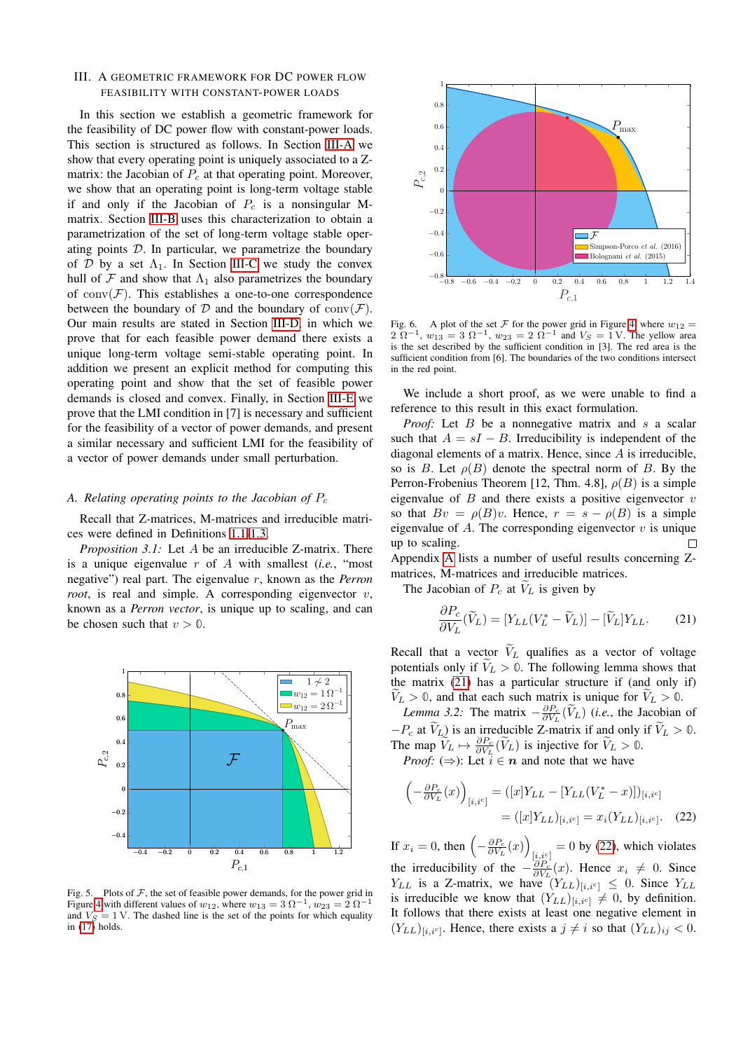## III. A GEOMETRIC FRAMEWORK FOR DC POWER FLOW FEASIBILITY WITH CONSTANT-POWER LOADS

In this section we establish a geometric framework for the feasibility of DC power flow with constant-power loads. This section is structured as follows. In Section III-A we show that every operating point is uniquely associated to a Z-matrix: the Jacobian of $P_c$ at that operating point. Moreover, we show that an operating point is long-term voltage stable if and only if the Jacobian of $P_c$ is a nonsingular M-matrix. Section III-B uses this characterization to obtain a parametrization of the set of long-term voltage stable operating points $\mathcal{D}$. In particular, we parametrize the boundary of $\mathcal{D}$ by a set $\Lambda_1$. In Section III-C we study the convex hull of $\mathcal{F}$ and show that $\Lambda_1$ also parametrizes the boundary of $\text{conv}(\mathcal{F})$. This establishes a one-to-one correspondence between the boundary of $\mathcal{D}$ and the boundary of $\text{conv}(\mathcal{F})$. Our main results are stated in Section III-D, in which we prove that for each feasible power demand there exists a unique long-term voltage semi-stable operating point. In addition we present an explicit method for computing this operating point and show that the set of feasible power demands is closed and convex. Finally, in Section III-E we prove that the LMI condition in [7] is necessary and sufficient for the feasibility of a vector of power demands, and present a similar necessary and sufficient LMI for the feasibility of a vector of power demands under small perturbation.

### A. Relating operating points to the Jacobian of $P_c$

Recall that Z-matrices, M-matrices and irreducible matrices were defined in Definitions 1.1–1.3.

*Proposition 3.1:* Let $A$ be an irreducible Z-matrix. There is a unique eigenvalue $r$ of $A$ with smallest (*i.e.*, "most negative") real part. The eigenvalue $r$, known as the *Perron root*, is real and simple. A corresponding eigenvector $v$, known as a *Perron vector*, is unique up to scaling, and can be chosen such that $v > \mathbb{0}$.

Fig. 5. Plots of $\mathcal{F}$, the set of feasible power demands, for the power grid in Figure 4 with different values of $w_{12}$, where $w_{13} = 3\ \Omega^{-1}$, $w_{23} = 2\ \Omega^{-1}$ and $V_S = 1\,\text{V}$. The dashed line is the set of the points for which equality in (17) holds.

Fig. 6. A plot of the set $\mathcal{F}$ for the power grid in Figure 4 where $w_{12} = 2\ \Omega^{-1}$, $w_{13} = 3\ \Omega^{-1}$, $w_{23} = 2\ \Omega^{-1}$ and $V_S = 1\,\text{V}$. The yellow area is the set described by the sufficient condition in [3]. The red area is the sufficient condition from [6]. The boundaries of the two conditions intersect in the red point.

We include a short proof, as we were unable to find a reference to this result in this exact formulation.

*Proof:* Let $B$ be a nonnegative matrix and $s$ a scalar such that $A = sI - B$. Irreducibility is independent of the diagonal elements of a matrix. Hence, since $A$ is irreducible, so is $B$. Let $\rho(B)$ denote the spectral norm of $B$. By the Perron-Frobenius Theorem [12, Thm. 4.8], $\rho(B)$ is a simple eigenvalue of $B$ and there exists a positive eigenvector $v$ so that $Bv = \rho(B)v$. Hence, $r = s - \rho(B)$ is a simple eigenvalue of $A$. The corresponding eigenvector $v$ is unique up to scaling. □

Appendix A lists a number of useful results concerning Z-matrices, M-matrices and irreducible matrices.

The Jacobian of $P_c$ at $\widetilde{V}_L$ is given by

$$\frac{\partial P_c}{\partial V_L}(\widetilde{V}_L) = [Y_{LL}(V_L^* - \widetilde{V}_L)] - [\widetilde{V}_L]Y_{LL}. \tag{21}$$

Recall that a vector $\widetilde{V}_L$ qualifies as a vector of voltage potentials only if $\widetilde{V}_L > \mathbb{0}$. The following lemma shows that the matrix (21) has a particular structure if (and only if) $\widetilde{V}_L > \mathbb{0}$, and that each such matrix is unique for $\widetilde{V}_L > \mathbb{0}$.

*Lemma 3.2:* The matrix $-\frac{\partial P_c}{\partial V_L}(\widetilde{V}_L)$ (*i.e.*, the Jacobian of $-P_c$ at $\widetilde{V}_L$) is an irreducible Z-matrix if and only if $\widetilde{V}_L > \mathbb{0}$. The map $\widetilde{V}_L \mapsto \frac{\partial P_c}{\partial V_L}(\widetilde{V}_L)$ is injective for $\widetilde{V}_L > \mathbb{0}$.

*Proof:* ($\Rightarrow$): Let $i \in \boldsymbol{n}$ and note that we have

$$\begin{aligned}\left(-\frac{\partial P_c}{\partial V_L}(x)\right)_{[i,i^c]} &= ([x]Y_{LL} - [Y_{LL}(V_L^* - x)])_{[i,i^c]} \\ &= ([x]Y_{LL})_{[i,i^c]} = x_i(Y_{LL})_{[i,i^c]}.\end{aligned} \tag{22}$$

If $x_i = 0$, then $\left(-\frac{\partial P_c}{\partial V_L}(x)\right)_{[i,i^c]} = 0$ by (22), which violates the irreducibility of the $-\frac{\partial P_c}{\partial V_L}(x)$. Hence $x_i \neq 0$. Since $Y_{LL}$ is a Z-matrix, we have $(Y_{LL})_{[i,i^c]} \leq 0$. Since $Y_{LL}$ is irreducible we know that $(Y_{LL})_{[i,i^c]} \neq 0$, by definition. It follows that there exists at least one negative element in $(Y_{LL})_{[i,i^c]}$. Hence, there exists a $j \neq i$ so that $(Y_{LL})_{ij} < 0$.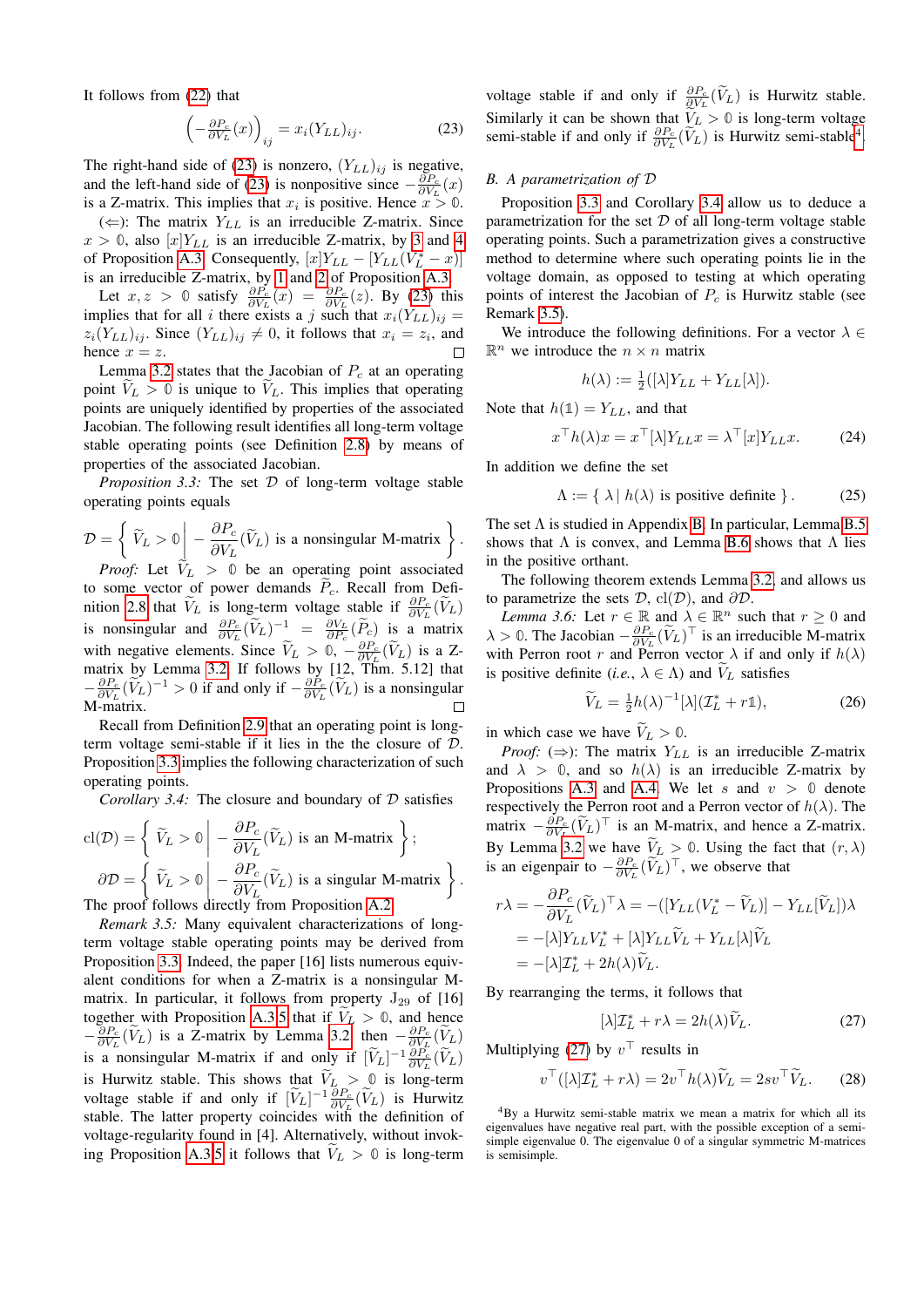It follows from (22) that

$$\left(-\tfrac{\partial P_c}{\partial V_L}(x)\right)_{ij} = x_i (Y_{LL})_{ij}. \tag{23}$$

The right-hand side of (23) is nonzero, $(Y_{LL})_{ij}$ is negative, and the left-hand side of (23) is nonpositive since $-\frac{\partial P_c}{\partial V_L}(x)$ is a Z-matrix. This implies that $x_i$ is positive. Hence $x > \mathbb{0}$.

($\Leftarrow$): The matrix $Y_{LL}$ is an irreducible Z-matrix. Since $x > \mathbb{0}$, also $[x]Y_{LL}$ is an irreducible Z-matrix, by 3 and 4 of Proposition A.3. Consequently, $[x]Y_{LL} - [Y_{LL}(V_L^* - x)]$ is an irreducible Z-matrix, by 1 and 2 of Proposition A.3.

Let $x, z > \mathbb{0}$ satisfy $\frac{\partial P_c}{\partial V_L}(x) = \frac{\partial P_c}{\partial V_L}(z)$. By (23) this implies that for all $i$ there exists a $j$ such that $x_i (Y_{LL})_{ij} = z_i (Y_{LL})_{ij}$. Since $(Y_{LL})_{ij} \neq 0$, it follows that $x_i = z_i$, and hence $x = z$. ∎

Lemma 3.2 states that the Jacobian of $P_c$ at an operating point $\widetilde{V}_L > \mathbb{0}$ is unique to $\widetilde{V}_L$. This implies that operating points are uniquely identified by properties of the associated Jacobian. The following result identifies all long-term voltage stable operating points (see Definition 2.8) by means of properties of the associated Jacobian.

*Proposition 3.3:* The set $\mathcal{D}$ of long-term voltage stable operating points equals

$$\mathcal{D} = \left\{ \widetilde{V}_L > \mathbb{0} \,\middle|\, -\frac{\partial P_c}{\partial V_L}(\widetilde{V}_L) \text{ is a nonsingular M-matrix} \right\}.$$

*Proof:* Let $\widetilde{V}_L > \mathbb{0}$ be an operating point associated to some vector of power demands $\widetilde{P}_c$. Recall from Definition 2.8 that $\widetilde{V}_L$ is long-term voltage stable if $\frac{\partial P_c}{\partial V_L}(\widetilde{V}_L)$ is nonsingular and $\frac{\partial P_c}{\partial V_L}(\widetilde{V}_L)^{-1} = \frac{\partial V_L}{\partial P_c}(\widetilde{P}_c)$ is a matrix with negative elements. Since $\widetilde{V}_L > \mathbb{0}$, $-\frac{\partial P_c}{\partial V_L}(\widetilde{V}_L)$ is a Z-matrix by Lemma 3.2. If follows by [12, Thm. 5.12] that $-\frac{\partial P_c}{\partial V_L}(\widetilde{V}_L)^{-1} > 0$ if and only if $-\frac{\partial P_c}{\partial V_L}(\widetilde{V}_L)$ is a nonsingular M-matrix. ∎

Recall from Definition 2.9 that an operating point is long-term voltage semi-stable if it lies in the the closure of $\mathcal{D}$. Proposition 3.3 implies the following characterization of such operating points.

*Corollary 3.4:* The closure and boundary of $\mathcal{D}$ satisfies

$$\text{cl}(\mathcal{D}) = \left\{ \widetilde{V}_L > \mathbb{0} \,\middle|\, -\frac{\partial P_c}{\partial V_L}(\widetilde{V}_L) \text{ is an M-matrix} \right\};$$

$$\partial\mathcal{D} = \left\{ \widetilde{V}_L > \mathbb{0} \,\middle|\, -\frac{\partial P_c}{\partial V_L}(\widetilde{V}_L) \text{ is a singular M-matrix} \right\}.$$

The proof follows directly from Proposition A.2.

*Remark 3.5:* Many equivalent characterizations of long-term voltage stable operating points may be derived from Proposition 3.3. Indeed, the paper [16] lists numerous equivalent conditions for when a Z-matrix is a nonsingular M-matrix. In particular, it follows from property $J_{29}$ of [16] together with Proposition A.3 5 that if $\widetilde{V}_L > \mathbb{0}$, and hence $-\frac{\partial P_c}{\partial V_L}(\widetilde{V}_L)$ is a Z-matrix by Lemma 3.2, then $-\frac{\partial P_c}{\partial V_L}(\widetilde{V}_L)$ is a nonsingular M-matrix if and only if $[\widetilde{V}_L]^{-1}\frac{\partial P_c}{\partial V_L}(\widetilde{V}_L)$ is Hurwitz stable. This shows that $\widetilde{V}_L > \mathbb{0}$ is long-term voltage stable if and only if $[\widetilde{V}_L]^{-1}\frac{\partial P_c}{\partial V_L}(\widetilde{V}_L)$ is Hurwitz stable. The latter property coincides with the definition of voltage-regularity found in [4]. Alternatively, without invoking Proposition A.3 5 it follows that $\widetilde{V}_L > \mathbb{0}$ is long-term voltage stable if and only if $\frac{\partial P_c}{\partial V_L}(\widetilde{V}_L)$ is Hurwitz stable. Similarly it can be shown that $\widetilde{V}_L > \mathbb{0}$ is long-term voltage semi-stable if and only if $\frac{\partial P_c}{\partial V_L}(\widetilde{V}_L)$ is Hurwitz semi-stable[4].

### B. A parametrization of $\mathcal{D}$

Proposition 3.3 and Corollary 3.4 allow us to deduce a parametrization for the set $\mathcal{D}$ of all long-term voltage stable operating points. Such a parametrization gives a constructive method to determine where such operating points lie in the voltage domain, as opposed to testing at which operating points of interest the Jacobian of $P_c$ is Hurwitz stable (see Remark 3.5).

We introduce the following definitions. For a vector $\lambda \in \mathbb{R}^n$ we introduce the $n \times n$ matrix

$$h(\lambda) := \tfrac{1}{2}([\lambda]Y_{LL} + Y_{LL}[\lambda]).$$

Note that $h(\mathbb{1}) = Y_{LL}$, and that

$$x^\top h(\lambda) x = x^\top [\lambda] Y_{LL} x = \lambda^\top [x] Y_{LL} x. \tag{24}$$

In addition we define the set

$$\Lambda := \{\, \lambda \mid h(\lambda) \text{ is positive definite} \,\}. \tag{25}$$

The set $\Lambda$ is studied in Appendix B. In particular, Lemma B.5 shows that $\Lambda$ is convex, and Lemma B.6 shows that $\Lambda$ lies in the positive orthant.

The following theorem extends Lemma 3.2, and allows us to parametrize the sets $\mathcal{D}$, $\text{cl}(\mathcal{D})$, and $\partial\mathcal{D}$.

*Lemma 3.6:* Let $r \in \mathbb{R}$ and $\lambda \in \mathbb{R}^n$ such that $r \geq 0$ and $\lambda > \mathbb{0}$. The Jacobian $-\frac{\partial P_c}{\partial V_L}(\widetilde{V}_L)^\top$ is an irreducible M-matrix with Perron root $r$ and Perron vector $\lambda$ if and only if $h(\lambda)$ is positive definite (*i.e.*, $\lambda \in \Lambda$) and $\widetilde{V}_L$ satisfies

$$\widetilde{V}_L = \tfrac{1}{2} h(\lambda)^{-1} [\lambda] (\mathcal{I}_L^* + r\mathbb{1}), \tag{26}$$

in which case we have $\widetilde{V}_L > \mathbb{0}$.

*Proof:* ($\Rightarrow$): The matrix $Y_{LL}$ is an irreducible Z-matrix and $\lambda > \mathbb{0}$, and so $h(\lambda)$ is an irreducible Z-matrix by Propositions A.3 and A.4. We let $s$ and $v > \mathbb{0}$ denote respectively the Perron root and a Perron vector of $h(\lambda)$. The matrix $-\frac{\partial P_c}{\partial V_L}(\widetilde{V}_L)^\top$ is an M-matrix, and hence a Z-matrix. By Lemma 3.2 we have $\widetilde{V}_L > \mathbb{0}$. Using the fact that $(r, \lambda)$ is an eigenpair to $-\frac{\partial P_c}{\partial V_L}(\widetilde{V}_L)^\top$, we observe that

$$\begin{aligned} r\lambda &= -\frac{\partial P_c}{\partial V_L}(\widetilde{V}_L)^\top \lambda = -([Y_{LL}(V_L^* - \widetilde{V}_L)] - Y_{LL}[\widetilde{V}_L])\lambda \\ &= -[\lambda]Y_{LL}V_L^* + [\lambda]Y_{LL}\widetilde{V}_L + Y_{LL}[\lambda]\widetilde{V}_L \\ &= -[\lambda]\mathcal{I}_L^* + 2h(\lambda)\widetilde{V}_L. \end{aligned}$$

By rearranging the terms, it follows that

$$[\lambda]\mathcal{I}_L^* + r\lambda = 2h(\lambda)\widetilde{V}_L. \tag{27}$$

Multiplying (27) by $v^\top$ results in

$$v^\top([\lambda]\mathcal{I}_L^* + r\lambda) = 2v^\top h(\lambda)\widetilde{V}_L = 2sv^\top \widetilde{V}_L. \tag{28}$$

[4]By a Hurwitz semi-stable matrix we mean a matrix for which all its eigenvalues have negative real part, with the possible exception of a semi-simple eigenvalue 0. The eigenvalue 0 of a singular symmetric M-matrices is semisimple.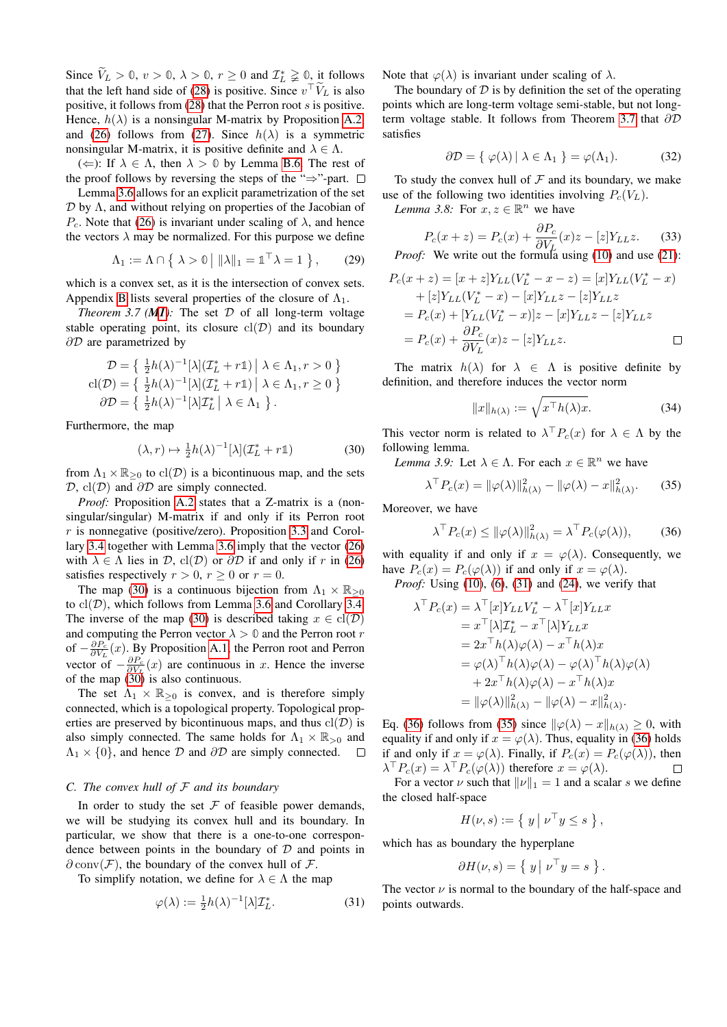Since $\widetilde{V}_L > \mathbb{0}$, $v > \mathbb{0}$, $\lambda > \mathbb{0}$, $r \geq 0$ and $\mathcal{I}_L^* \gneq \mathbb{0}$, it follows that the left hand side of (28) is positive. Since $v^\top \widetilde{V}_L$ is also positive, it follows from (28) that the Perron root $s$ is positive. Hence, $h(\lambda)$ is a nonsingular M-matrix by Proposition A.2 and (26) follows from (27). Since $h(\lambda)$ is a symmetric nonsingular M-matrix, it is positive definite and $\lambda \in \Lambda$.

(⇐): If $\lambda \in \Lambda$, then $\lambda > \mathbb{0}$ by Lemma B.6. The rest of the proof follows by reversing the steps of the "⇒"-part. □

Lemma 3.6 allows for an explicit parametrization of the set $\mathcal{D}$ by $\Lambda$, and without relying on properties of the Jacobian of $P_c$. Note that (26) is invariant under scaling of $\lambda$, and hence the vectors $\lambda$ may be normalized. For this purpose we define

$$\Lambda_1 := \Lambda \cap \left\{ \lambda > \mathbb{0} \,\middle|\, \|\lambda\|_1 = \mathbb{1}^\top \lambda = 1 \right\}, \tag{29}$$

which is a convex set, as it is the intersection of convex sets. Appendix B lists several properties of the closure of $\Lambda_1$.

*Theorem 3.7 (MI):* The set $\mathcal{D}$ of all long-term voltage stable operating point, its closure $\mathrm{cl}(\mathcal{D})$ and its boundary $\partial\mathcal{D}$ are parametrized by

$$\begin{aligned}
\mathcal{D} &= \left\{ \tfrac{1}{2} h(\lambda)^{-1} [\lambda] (\mathcal{I}_L^* + r\mathbb{1}) \,\middle|\, \lambda \in \Lambda_1, r > 0 \right\} \\
\mathrm{cl}(\mathcal{D}) &= \left\{ \tfrac{1}{2} h(\lambda)^{-1} [\lambda] (\mathcal{I}_L^* + r\mathbb{1}) \,\middle|\, \lambda \in \Lambda_1, r \geq 0 \right\} \\
\partial\mathcal{D} &= \left\{ \tfrac{1}{2} h(\lambda)^{-1} [\lambda] \mathcal{I}_L^* \,\middle|\, \lambda \in \Lambda_1 \right\}.
\end{aligned}$$

Furthermore, the map

$$(\lambda, r) \mapsto \tfrac{1}{2} h(\lambda)^{-1} [\lambda] (\mathcal{I}_L^* + r\mathbb{1}) \tag{30}$$

from $\Lambda_1 \times \mathbb{R}_{\geq 0}$ to $\mathrm{cl}(\mathcal{D})$ is a bicontinuous map, and the sets $\mathcal{D}$, $\mathrm{cl}(\mathcal{D})$ and $\partial\mathcal{D}$ are simply connected.

*Proof:* Proposition A.2 states that a Z-matrix is a (nonsingular/singular) M-matrix if and only if its Perron root $r$ is nonnegative (positive/zero). Proposition 3.3 and Corollary 3.4 together with Lemma 3.6 imply that the vector (26) with $\lambda \in \Lambda$ lies in $\mathcal{D}$, $\mathrm{cl}(\mathcal{D})$ or $\partial\mathcal{D}$ if and only if $r$ in (26) satisfies respectively $r > 0$, $r \geq 0$ or $r = 0$.

The map (30) is a continuous bijection from $\Lambda_1 \times \mathbb{R}_{\geq 0}$ to $\mathrm{cl}(\mathcal{D})$, which follows from Lemma 3.6 and Corollary 3.4. The inverse of the map (30) is described taking $x \in \mathrm{cl}(\mathcal{D})$ and computing the Perron vector $\lambda > \mathbb{0}$ and the Perron root $r$ of $-\frac{\partial P_c}{\partial V_L}(x)$. By Proposition A.1 the Perron root and Perron vector of $-\frac{\partial P_c}{\partial V_L}(x)$ are continuous in $x$. Hence the inverse of the map (30) is also continuous.

The set $\Lambda_1 \times \mathbb{R}_{\geq 0}$ is convex, and is therefore simply connected, which is a topological property. Topological properties are preserved by bicontinuous maps, and thus $\mathrm{cl}(\mathcal{D})$ is also simply connected. The same holds for $\Lambda_1 \times \mathbb{R}_{>0}$ and $\Lambda_1 \times \{0\}$, and hence $\mathcal{D}$ and $\partial\mathcal{D}$ are simply connected. □

### C. The convex hull of $\mathcal{F}$ and its boundary

In order to study the set $\mathcal{F}$ of feasible power demands, we will be studying its convex hull and its boundary. In particular, we show that there is a one-to-one correspondence between points in the boundary of $\mathcal{D}$ and points in $\partial\,\mathrm{conv}(\mathcal{F})$, the boundary of the convex hull of $\mathcal{F}$.

To simplify notation, we define for $\lambda \in \Lambda$ the map

$$\varphi(\lambda) := \tfrac{1}{2} h(\lambda)^{-1} [\lambda] \mathcal{I}_L^*. \tag{31}$$

Note that $\varphi(\lambda)$ is invariant under scaling of $\lambda$.

The boundary of $\mathcal{D}$ is by definition the set of the operating points which are long-term voltage semi-stable, but not long-term voltage stable. It follows from Theorem 3.7 that $\partial\mathcal{D}$ satisfies

$$\partial\mathcal{D} = \left\{ \varphi(\lambda) \mid \lambda \in \Lambda_1 \right\} = \varphi(\Lambda_1). \tag{32}$$

To study the convex hull of $\mathcal{F}$ and its boundary, we make use of the following two identities involving $P_c(V_L)$.

*Lemma 3.8:* For $x, z \in \mathbb{R}^n$ we have

$$P_c(x + z) = P_c(x) + \frac{\partial P_c}{\partial V_L}(x) z - [z] Y_{LL} z. \tag{33}$$

*Proof:* We write out the formula using (10) and use (21):

$$\begin{aligned}
P_c(x+z) &= [x+z] Y_{LL} (V_L^* - x - z) = [x] Y_{LL} (V_L^* - x) \\
&\quad + [z] Y_{LL} (V_L^* - x) - [x] Y_{LL} z - [z] Y_{LL} z \\
&= P_c(x) + [Y_{LL}(V_L^* - x)] z - [x] Y_{LL} z - [z] Y_{LL} z \\
&= P_c(x) + \frac{\partial P_c}{\partial V_L}(x) z - [z] Y_{LL} z.
\end{aligned}$$

□

The matrix $h(\lambda)$ for $\lambda \in \Lambda$ is positive definite by definition, and therefore induces the vector norm

$$\|x\|_{h(\lambda)} := \sqrt{x^\top h(\lambda) x}. \tag{34}$$

This vector norm is related to $\lambda^\top P_c(x)$ for $\lambda \in \Lambda$ by the following lemma.

*Lemma 3.9:* Let $\lambda \in \Lambda$. For each $x \in \mathbb{R}^n$ we have

$$\lambda^\top P_c(x) = \|\varphi(\lambda)\|_{h(\lambda)}^2 - \|\varphi(\lambda) - x\|_{h(\lambda)}^2. \tag{35}$$

Moreover, we have

$$\lambda^\top P_c(x) \leq \|\varphi(\lambda)\|_{h(\lambda)}^2 = \lambda^\top P_c(\varphi(\lambda)), \tag{36}$$

with equality if and only if $x = \varphi(\lambda)$. Consequently, we have $P_c(x) = P_c(\varphi(\lambda))$ if and only if $x = \varphi(\lambda)$.

*Proof:* Using (10), (6), (31) and (24), we verify that

$$\begin{aligned}
\lambda^\top P_c(x) &= \lambda^\top [x] Y_{LL} V_L^* - \lambda^\top [x] Y_{LL} x \\
&= x^\top [\lambda] \mathcal{I}_L^* - x^\top [\lambda] Y_{LL} x \\
&= 2 x^\top h(\lambda) \varphi(\lambda) - x^\top h(\lambda) x \\
&= \varphi(\lambda)^\top h(\lambda) \varphi(\lambda) - \varphi(\lambda)^\top h(\lambda) \varphi(\lambda) \\
&\quad + 2 x^\top h(\lambda) \varphi(\lambda) - x^\top h(\lambda) x \\
&= \|\varphi(\lambda)\|_{h(\lambda)}^2 - \|\varphi(\lambda) - x\|_{h(\lambda)}^2.
\end{aligned}$$

Eq. (36) follows from (35) since $\|\varphi(\lambda) - x\|_{h(\lambda)} \geq 0$, with equality if and only if $x = \varphi(\lambda)$. Thus, equality in (36) holds if and only if $x = \varphi(\lambda)$. Finally, if $P_c(x) = P_c(\varphi(\lambda))$, then $\lambda^\top P_c(x) = \lambda^\top P_c(\varphi(\lambda))$ therefore $x = \varphi(\lambda)$. □

For a vector $\nu$ such that $\|\nu\|_1 = 1$ and a scalar $s$ we define the closed half-space

$$H(\nu, s) := \left\{ y \,\middle|\, \nu^\top y \leq s \right\},$$

which has as boundary the hyperplane

$$\partial H(\nu, s) = \left\{ y \,\middle|\, \nu^\top y = s \right\}.$$

The vector $\nu$ is normal to the boundary of the half-space and points outwards.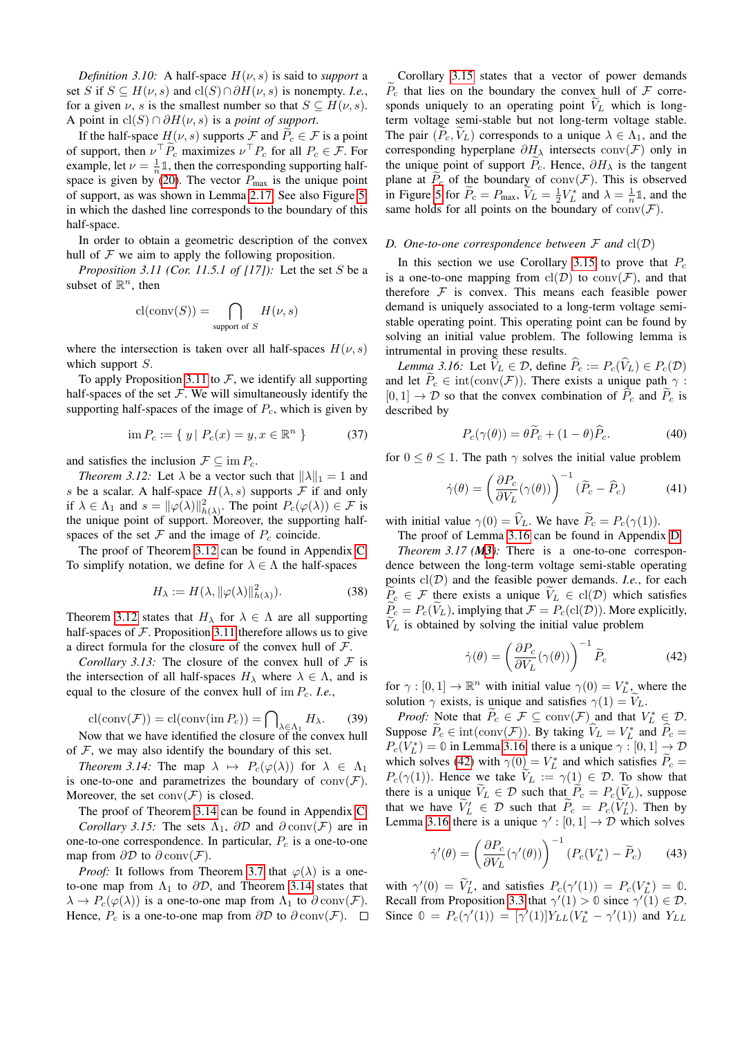*Definition 3.10:* A half-space $H(\nu, s)$ is said to *support* a set $S$ if $S \subseteq H(\nu, s)$ and $\mathrm{cl}(S) \cap \partial H(\nu, s)$ is nonempty. *I.e.*, for a given $\nu$, $s$ is the smallest number so that $S \subseteq H(\nu, s)$. A point in $\mathrm{cl}(S) \cap \partial H(\nu, s)$ is a *point of support*.

If the half-space $H(\nu, s)$ supports $\mathcal{F}$ and $\widetilde{P}_c \in \mathcal{F}$ is a point of support, then $\nu^\top \widetilde{P}_c$ maximizes $\nu^\top P_c$ for all $P_c \in \mathcal{F}$. For example, let $\nu = \frac{1}{n}\mathbb{1}$, then the corresponding supporting half-space is given by (20). The vector $P_{\max}$ is the unique point of support, as was shown in Lemma 2.17. See also Figure 5 in which the dashed line corresponds to the boundary of this half-space.

In order to obtain a geometric description of the convex hull of $\mathcal{F}$ we aim to apply the following proposition.

*Proposition 3.11 (Cor. 11.5.1 of [17]):* Let the set $S$ be a subset of $\mathbb{R}^n$, then

$$\mathrm{cl}(\mathrm{conv}(S)) = \bigcap_{\text{support of } S} H(\nu, s)$$

where the intersection is taken over all half-spaces $H(\nu, s)$ which support $S$.

To apply Proposition 3.11 to $\mathcal{F}$, we identify all supporting half-spaces of the set $\mathcal{F}$. We will simultaneously identify the supporting half-spaces of the image of $P_c$, which is given by

$$\mathrm{im}\, P_c := \{\, y \,|\, P_c(x) = y, x \in \mathbb{R}^n \,\} \tag{37}$$

and satisfies the inclusion $\mathcal{F} \subseteq \mathrm{im}\, P_c$.

*Theorem 3.12:* Let $\lambda$ be a vector such that $\|\lambda\|_1 = 1$ and $s$ be a scalar. A half-space $H(\lambda, s)$ supports $\mathcal{F}$ if and only if $\lambda \in \Lambda_1$ and $s = \|\varphi(\lambda)\|^2_{h(\lambda)}$. The point $P_c(\varphi(\lambda)) \in \mathcal{F}$ is the unique point of support. Moreover, the supporting half-spaces of the set $\mathcal{F}$ and the image of $P_c$ coincide.

The proof of Theorem 3.12 can be found in Appendix C. To simplify notation, we define for $\lambda \in \Lambda$ the half-spaces

$$H_\lambda := H(\lambda, \|\varphi(\lambda)\|^2_{h(\lambda)}). \tag{38}$$

Theorem 3.12 states that $H_\lambda$ for $\lambda \in \Lambda$ are all supporting half-spaces of $\mathcal{F}$. Proposition 3.11 therefore allows us to give a direct formula for the closure of the convex hull of $\mathcal{F}$.

*Corollary 3.13:* The closure of the convex hull of $\mathcal{F}$ is the intersection of all half-spaces $H_\lambda$ where $\lambda \in \Lambda$, and is equal to the closure of the convex hull of $\mathrm{im}\, P_c$. *I.e.*,

$$\mathrm{cl}(\mathrm{conv}(\mathcal{F})) = \mathrm{cl}(\mathrm{conv}(\mathrm{im}\, P_c)) = \bigcap\nolimits_{\lambda \in \Lambda_1} H_\lambda. \tag{39}$$

Now that we have identified the closure of the convex hull of $\mathcal{F}$, we may also identify the boundary of this set.

*Theorem 3.14:* The map $\lambda \mapsto P_c(\varphi(\lambda))$ for $\lambda \in \Lambda_1$ is one-to-one and parametrizes the boundary of $\mathrm{conv}(\mathcal{F})$. Moreover, the set $\mathrm{conv}(\mathcal{F})$ is closed.

The proof of Theorem 3.14 can be found in Appendix C.

*Corollary 3.15:* The sets $\Lambda_1$, $\partial\mathcal{D}$ and $\partial\,\mathrm{conv}(\mathcal{F})$ are in one-to-one correspondence. In particular, $P_c$ is a one-to-one map from $\partial\mathcal{D}$ to $\partial\,\mathrm{conv}(\mathcal{F})$.

*Proof:* It follows from Theorem 3.7 that $\varphi(\lambda)$ is a one-to-one map from $\Lambda_1$ to $\partial\mathcal{D}$, and Theorem 3.14 states that $\lambda \to P_c(\varphi(\lambda))$ is a one-to-one map from $\Lambda_1$ to $\partial\,\mathrm{conv}(\mathcal{F})$. Hence, $P_c$ is a one-to-one map from $\partial\mathcal{D}$ to $\partial\,\mathrm{conv}(\mathcal{F})$. □

Corollary 3.15 states that a vector of power demands $\widetilde{P}_c$ that lies on the boundary the convex hull of $\mathcal{F}$ corresponds uniquely to an operating point $\widetilde{V}_L$ which is long-term voltage semi-stable but not long-term voltage stable. The pair $(P_c, \widetilde{V}_L)$ corresponds to a unique $\lambda \in \Lambda_1$, and the corresponding hyperplane $\partial H_\lambda$ intersects $\mathrm{conv}(\mathcal{F})$ only in the unique point of support $\widetilde{P}_c$. Hence, $\partial H_\lambda$ is the tangent plane at $\widetilde{P}_c$ of the boundary of $\mathrm{conv}(\mathcal{F})$. This is observed in Figure 5 for $\widetilde{P}_c = P_{\max}$, $\widetilde{V}_L = \frac{1}{2}V_L^*$ and $\lambda = \frac{1}{n}\mathbb{1}$, and the same holds for all points on the boundary of $\mathrm{conv}(\mathcal{F})$.

### D. One-to-one correspondence between $\mathcal{F}$ and $\mathrm{cl}(\mathcal{D})$

In this section we use Corollary 3.15 to prove that $P_c$ is a one-to-one mapping from $\mathrm{cl}(\mathcal{D})$ to $\mathrm{conv}(\mathcal{F})$, and that therefore $\mathcal{F}$ is convex. This means each feasible power demand is uniquely associated to a long-term voltage semi-stable operating point. This operating point can be found by solving an initial value problem. The following lemma is instrumental in proving these results.

*Lemma 3.16:* Let $\widehat{V}_L \in \mathcal{D}$, define $\widehat{P}_c := P_c(\widehat{V}_L) \in P_c(\mathcal{D})$ and let $\widetilde{P}_c \in \mathrm{int}(\mathrm{conv}(\mathcal{F}))$. There exists a unique path $\gamma : [0,1] \to \mathcal{D}$ so that the convex combination of $\widehat{P}_c$ and $\widetilde{P}_c$ is described by

$$P_c(\gamma(\theta)) = \theta\widetilde{P}_c + (1-\theta)\widehat{P}_c. \tag{40}$$

for $0 \leq \theta \leq 1$. The path $\gamma$ solves the initial value problem

$$\dot{\gamma}(\theta) = \left(\frac{\partial P_c}{\partial V_L}(\gamma(\theta))\right)^{-1} (\widetilde{P}_c - \widehat{P}_c) \tag{41}$$

with initial value $\gamma(0) = \widehat{V}_L$. We have $\widetilde{P}_c = P_c(\gamma(1))$.

The proof of Lemma 3.16 can be found in Appendix D.

*Theorem 3.17 (M3):* There is a one-to-one correspondence between the long-term voltage semi-stable operating points $\mathrm{cl}(\mathcal{D})$ and the feasible power demands. *I.e.*, for each $\widetilde{P}_c \in \mathcal{F}$ there exists a unique $\widetilde{V}_L \in \mathrm{cl}(\mathcal{D})$ which satisfies $\widetilde{P}_c = P_c(\widetilde{V}_L)$, implying that $\mathcal{F} = P_c(\mathrm{cl}(\mathcal{D}))$. More explicitly, $\widetilde{V}_L$ is obtained by solving the initial value problem

$$\dot{\gamma}(\theta) = \left(\frac{\partial P_c}{\partial V_L}(\gamma(\theta))\right)^{-1} \widetilde{P}_c \tag{42}$$

for $\gamma : [0,1] \to \mathbb{R}^n$ with initial value $\gamma(0) = V_L^*$, where the solution $\gamma$ exists, is unique and satisfies $\gamma(1) = \widetilde{V}_L$.

*Proof:* Note that $\widetilde{P}_c \in \mathcal{F} \subseteq \mathrm{conv}(\mathcal{F})$ and that $V_L^* \in \mathcal{D}$. Suppose $\widetilde{P}_c \in \mathrm{int}(\mathrm{conv}(\mathcal{F}))$. By taking $\widehat{V}_L = V_L^*$ and $\widehat{P}_c = P_c(V_L^*) = \mathbb{0}$ in Lemma 3.16, there is a unique $\gamma : [0,1] \to \mathcal{D}$ which solves (42) with $\gamma(0) = V_L^*$ and which satisfies $\widetilde{P}_c = P_c(\gamma(1))$. Hence we take $\widetilde{V}_L := \gamma(1) \in \mathcal{D}$. To show that there is a unique $\widetilde{V}_L \in \mathcal{D}$ such that $\widetilde{P}_c = P_c(\widetilde{V}_L)$, suppose that we have $\widetilde{V}_L' \in \mathcal{D}$ such that $\widetilde{P}_c = P_c(\widetilde{V}_L')$. Then by Lemma 3.16 there is a unique $\gamma' : [0,1] \to \mathcal{D}$ which solves

$$\dot{\gamma}'(\theta) = \left(\frac{\partial P_c}{\partial V_L}(\gamma'(\theta))\right)^{-1} (P_c(V_L^*) - \widetilde{P}_c) \tag{43}$$

with $\gamma'(0) = \widetilde{V}_L'$, and satisfies $P_c(\gamma'(1)) = P_c(V_L^*) = \mathbb{0}$. Recall from Proposition 3.3 that $\gamma'(1) > \mathbb{0}$ since $\gamma'(1) \in \mathcal{D}$. Since $\mathbb{0} = P_c(\gamma'(1)) = [\gamma'(1)]Y_{LL}(V_L^* - \gamma'(1))$ and $Y_{LL}$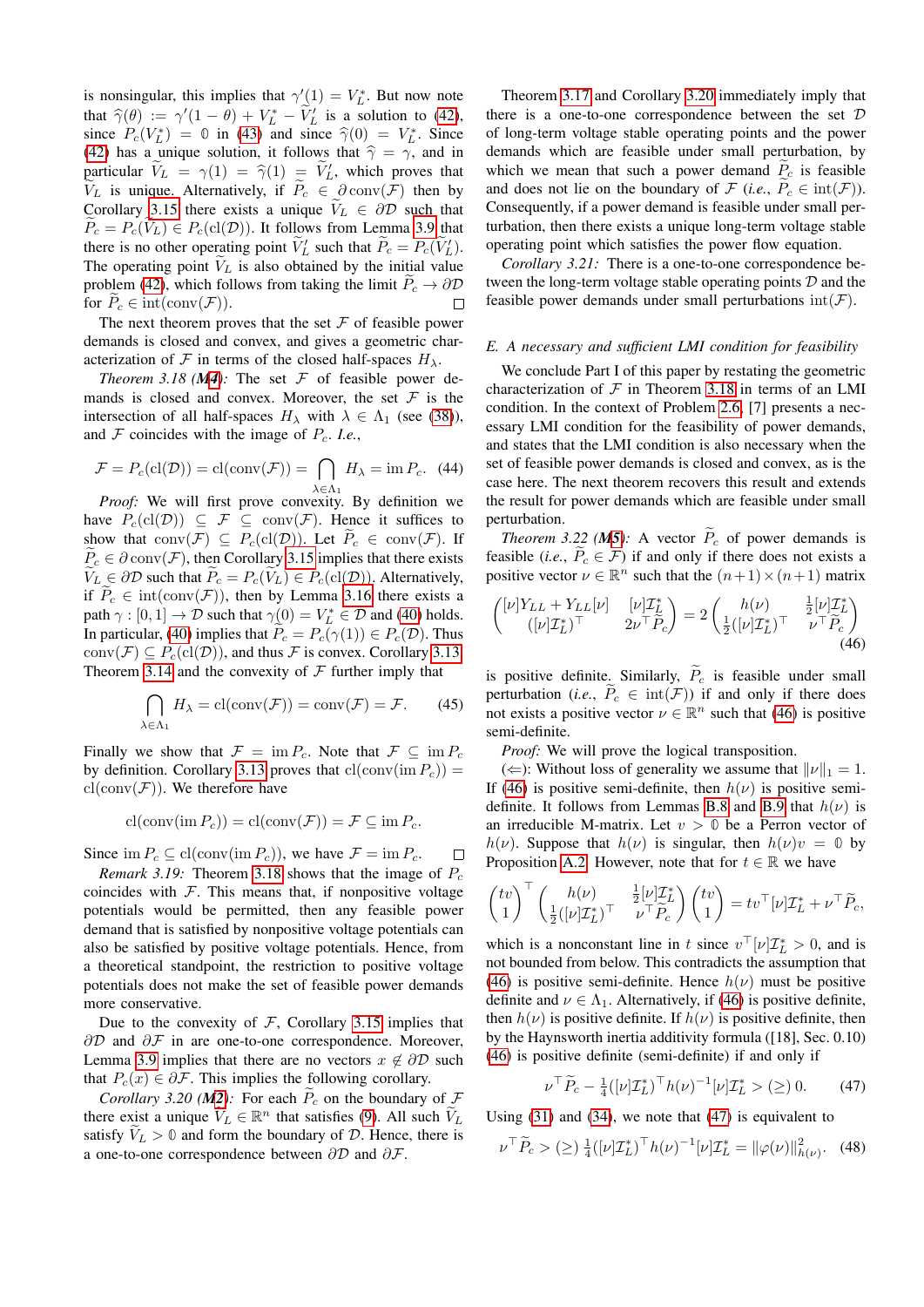is nonsingular, this implies that $\gamma'(1) = V_L^*$. But now note that $\widehat{\gamma}(\theta) := \gamma'(1-\theta) + V_L^* - \widetilde{V}_L'$ is a solution to (42), since $P_c(V_L^*) = \mathbb{0}$ in (43) and since $\widehat{\gamma}(0) = V_L^*$. Since (42) has a unique solution, it follows that $\widehat{\gamma} = \gamma$, and in particular $\widetilde{V}_L = \gamma(1) = \widehat{\gamma}(1) = \widetilde{V}_L'$, which proves that $\widetilde{V}_L$ is unique. Alternatively, if $\widetilde{P}_c \in \partial\,\mathrm{conv}(\mathcal{F})$ then by Corollary 3.15 there exists a unique $\widetilde{V}_L \in \partial\mathcal{D}$ such that $\widetilde{P}_c = P_c(\widetilde{V}_L) \in P_c(\mathrm{cl}(\mathcal{D}))$. It follows from Lemma 3.9 that there is no other operating point $\widetilde{V}_L'$ such that $\widetilde{P}_c = P_c(\widetilde{V}_L')$. The operating point $\widetilde{V}_L$ is also obtained by the initial value problem (42), which follows from taking the limit $\widetilde{P}_c \to \partial\mathcal{D}$ for $\widetilde{P}_c \in \mathrm{int}(\mathrm{conv}(\mathcal{F}))$. □

The next theorem proves that the set $\mathcal{F}$ of feasible power demands is closed and convex, and gives a geometric characterization of $\mathcal{F}$ in terms of the closed half-spaces $H_\lambda$.

*Theorem 3.18 (M4):* The set $\mathcal{F}$ of feasible power demands is closed and convex. Moreover, the set $\mathcal{F}$ is the intersection of all half-spaces $H_\lambda$ with $\lambda \in \Lambda_1$ (see (38)), and $\mathcal{F}$ coincides with the image of $P_c$. *I.e.*,

$$\mathcal{F} = P_c(\mathrm{cl}(\mathcal{D})) = \mathrm{cl}(\mathrm{conv}(\mathcal{F})) = \bigcap_{\lambda\in\Lambda_1} H_\lambda = \mathrm{im}\, P_c. \quad (44)$$

*Proof:* We will first prove convexity. By definition we have $P_c(\mathrm{cl}(\mathcal{D})) \subseteq \mathcal{F} \subseteq \mathrm{conv}(\mathcal{F})$. Hence it suffices to show that $\mathrm{conv}(\mathcal{F}) \subseteq P_c(\mathrm{cl}(\mathcal{D}))$. Let $\widetilde{P}_c \in \mathrm{conv}(\mathcal{F})$. If $\widetilde{P}_c \in \partial\,\mathrm{conv}(\mathcal{F})$, then Corollary 3.15 implies that there exists $\widetilde{V}_L \in \partial\mathcal{D}$ such that $\widetilde{P}_c = P_c(\widetilde{V}_L) \in P_c(\mathrm{cl}(\mathcal{D}))$. Alternatively, if $\widetilde{P}_c \in \mathrm{int}(\mathrm{conv}(\mathcal{F}))$, then by Lemma 3.16 there exists a path $\gamma : [0,1] \to \mathcal{D}$ such that $\gamma(0) = V_L^* \in \mathcal{D}$ and (40) holds. In particular, (40) implies that $\widetilde{P}_c = P_c(\gamma(1)) \in P_c(\mathcal{D})$. Thus $\mathrm{conv}(\mathcal{F}) \subseteq P_c(\mathrm{cl}(\mathcal{D}))$, and thus $\mathcal{F}$ is convex. Corollary 3.13, Theorem 3.14 and the convexity of $\mathcal{F}$ further imply that

$$\bigcap_{\lambda\in\Lambda_1} H_\lambda = \mathrm{cl}(\mathrm{conv}(\mathcal{F})) = \mathrm{conv}(\mathcal{F}) = \mathcal{F}. \quad (45)$$

Finally we show that $\mathcal{F} = \mathrm{im}\, P_c$. Note that $\mathcal{F} \subseteq \mathrm{im}\, P_c$ by definition. Corollary 3.13 proves that $\mathrm{cl}(\mathrm{conv}(\mathrm{im}\, P_c)) = \mathrm{cl}(\mathrm{conv}(\mathcal{F}))$. We therefore have

$$\mathrm{cl}(\mathrm{conv}(\mathrm{im}\, P_c)) = \mathrm{cl}(\mathrm{conv}(\mathcal{F})) = \mathcal{F} \subseteq \mathrm{im}\, P_c.$$

Since $\mathrm{im}\, P_c \subseteq \mathrm{cl}(\mathrm{conv}(\mathrm{im}\, P_c))$, we have $\mathcal{F} = \mathrm{im}\, P_c$. □

*Remark 3.19:* Theorem 3.18 shows that the image of $P_c$ coincides with $\mathcal{F}$. This means that, if nonpositive voltage potentials would be permitted, then any feasible power demand that is satisfied by nonpositive voltage potentials can also be satisfied by positive voltage potentials. Hence, from a theoretical standpoint, the restriction to positive voltage potentials does not make the set of feasible power demands more conservative.

Due to the convexity of $\mathcal{F}$, Corollary 3.15 implies that $\partial\mathcal{D}$ and $\partial\mathcal{F}$ in are one-to-one correspondence. Moreover, Lemma 3.9 implies that there are no vectors $x \notin \partial\mathcal{D}$ such that $P_c(x) \in \partial\mathcal{F}$. This implies the following corollary.

*Corollary 3.20 (M2):* For each $\widetilde{P}_c$ on the boundary of $\mathcal{F}$ there exist a unique $\widetilde{V}_L \in \mathbb{R}^n$ that satisfies (9). All such $\widetilde{V}_L$ satisfy $\widetilde{V}_L > \mathbb{0}$ and form the boundary of $\mathcal{D}$. Hence, there is a one-to-one correspondence between $\partial\mathcal{D}$ and $\partial\mathcal{F}$.

Theorem 3.17 and Corollary 3.20 immediately imply that there is a one-to-one correspondence between the set $\mathcal{D}$ of long-term voltage stable operating points and the power demands which are feasible under small perturbation, by which we mean that such a power demand $\widetilde{P}_c$ is feasible and does not lie on the boundary of $\mathcal{F}$ (*i.e.*, $\widetilde{P}_c \in \mathrm{int}(\mathcal{F})$). Consequently, if a power demand is feasible under small perturbation, then there exists a unique long-term voltage stable operating point which satisfies the power flow equation.

*Corollary 3.21:* There is a one-to-one correspondence between the long-term voltage stable operating points $\mathcal{D}$ and the feasible power demands under small perturbations $\mathrm{int}(\mathcal{F})$.

### *E. A necessary and sufficient LMI condition for feasibility*

We conclude Part I of this paper by restating the geometric characterization of $\mathcal{F}$ in Theorem 3.18 in terms of an LMI condition. In the context of Problem 2.6, [7] presents a necessary LMI condition for the feasibility of power demands, and states that the LMI condition is also necessary when the set of feasible power demands is closed and convex, as is the case here. The next theorem recovers this result and extends the result for power demands which are feasible under small perturbation.

*Theorem 3.22 (M5):* A vector $\widetilde{P}_c$ of power demands is feasible (*i.e.*, $\widetilde{P}_c \in \mathcal{F}$) if and only if there does not exists a positive vector $\nu \in \mathbb{R}^n$ such that the $(n+1)\times(n+1)$ matrix

$$\begin{pmatrix} [\nu]Y_{LL} + Y_{LL}[\nu] & [\nu]\mathcal{I}_L^* \\ ([\nu]\mathcal{I}_L^*)^\top & 2\nu^\top\widetilde{P}_c \end{pmatrix} = 2\begin{pmatrix} h(\nu) & \frac{1}{2}[\nu]\mathcal{I}_L^* \\ \frac{1}{2}([\nu]\mathcal{I}_L^*)^\top & \nu^\top\widetilde{P}_c \end{pmatrix} \quad (46)$$

is positive definite. Similarly, $\widetilde{P}_c$ is feasible under small perturbation (*i.e.*, $\widetilde{P}_c \in \mathrm{int}(\mathcal{F})$) if and only if there does not exist a positive vector $\nu \in \mathbb{R}^n$ such that (46) is positive semi-definite.

*Proof:* We will prove the logical transposition.

($\Leftarrow$): Without loss of generality we assume that $\|\nu\|_1 = 1$. If (46) is positive semi-definite, then $h(\nu)$ is positive semi-definite. It follows from Lemmas B.8 and B.9 that $h(\nu)$ is an irreducible M-matrix. Let $v > \mathbb{0}$ be a Perron vector of $h(\nu)$. Suppose that $h(\nu)$ is singular, then $h(\nu)v = \mathbb{0}$ by Proposition A.2. However, note that for $t \in \mathbb{R}$ we have

$$\begin{pmatrix} tv \\ 1 \end{pmatrix}^\top \begin{pmatrix} h(\nu) & \frac{1}{2}[\nu]\mathcal{I}_L^* \\ \frac{1}{2}([\nu]\mathcal{I}_L^*)^\top & \nu^\top\widetilde{P}_c \end{pmatrix} \begin{pmatrix} tv \\ 1 \end{pmatrix} = tv^\top[\nu]\mathcal{I}_L^* + \nu^\top\widetilde{P}_c,$$

which is a nonconstant line in $t$ since $v^\top[\nu]\mathcal{I}_L^* > 0$, and is not bounded from below. This contradicts the assumption that (46) is positive semi-definite. Hence $h(\nu)$ must be positive definite and $\nu \in \Lambda_1$. Alternatively, if (46) is positive definite, then $h(\nu)$ is positive definite. If $h(\nu)$ is positive definite, then by the Haynsworth inertia additivity formula ([18], Sec. 0.10) (46) is positive definite (semi-definite) if and only if

$$\nu^\top\widetilde{P}_c - \tfrac{1}{4}([\nu]\mathcal{I}_L^*)^\top h(\nu)^{-1}[\nu]\mathcal{I}_L^* > (\geq)\ 0. \quad (47)$$

Using (31) and (34), we note that (47) is equivalent to

$$\nu^\top\widetilde{P}_c > (\geq)\ \tfrac{1}{4}([\nu]\mathcal{I}_L^*)^\top h(\nu)^{-1}[\nu]\mathcal{I}_L^* = \|\varphi(\nu)\|_{h(\nu)}^2. \quad (48)$$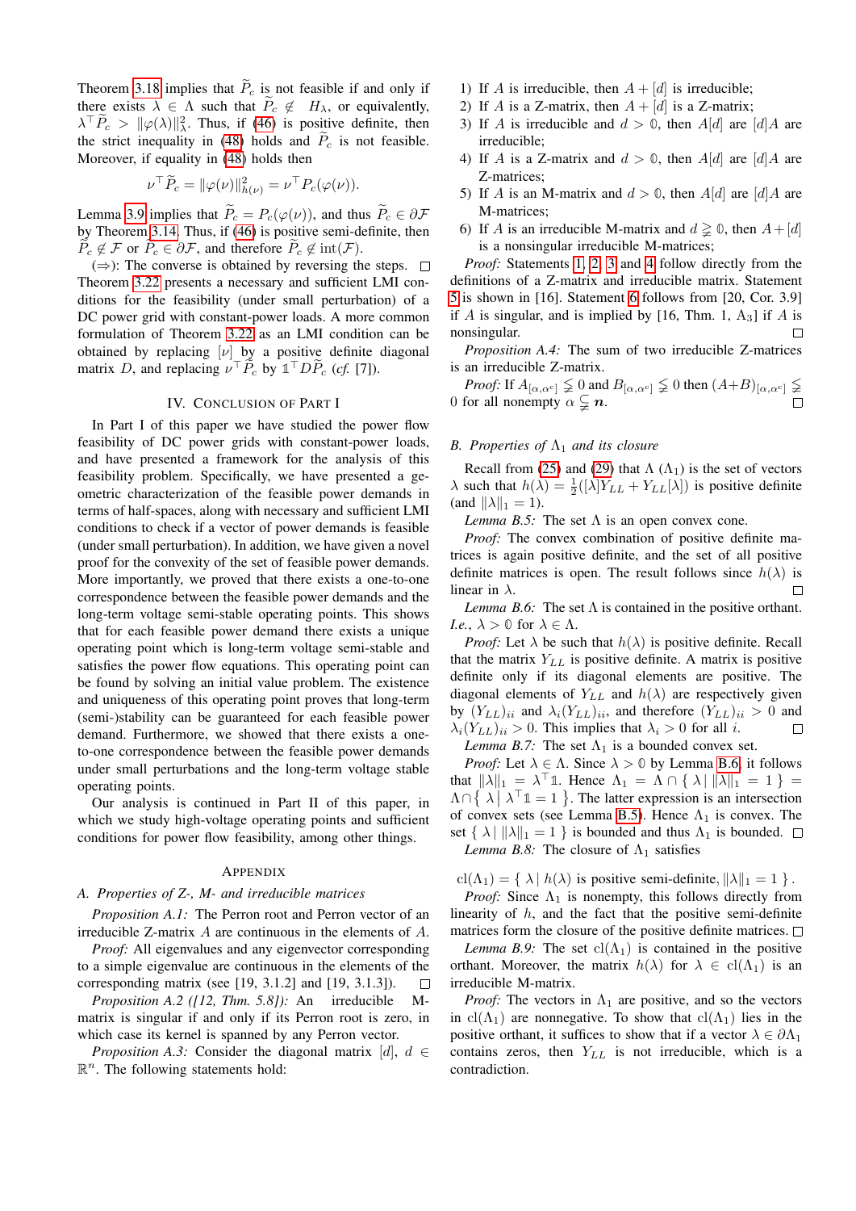Theorem 3.18 implies that $\widetilde{P}_c$ is not feasible if and only if there exists $\lambda \in \Lambda$ such that $\widetilde{P}_c \notin H_\lambda$, or equivalently, $\lambda^\top \widetilde{P}_c > \|\varphi(\lambda)\|^2_\lambda$. Thus, if (46) is positive definite, then the strict inequality in (48) holds and $\widetilde{P}_c$ is not feasible. Moreover, if equality in (48) holds then

$$\nu^\top \widetilde{P}_c = \|\varphi(\nu)\|^2_{h(\nu)} = \nu^\top P_c(\varphi(\nu)).$$

Lemma 3.9 implies that $\widetilde{P}_c = P_c(\varphi(\nu))$, and thus $\widetilde{P}_c \in \partial\mathcal{F}$ by Theorem 3.14. Thus, if (46) is positive semi-definite, then $\widetilde{P}_c \notin \mathcal{F}$ or $\widetilde{P}_c \in \partial\mathcal{F}$, and therefore $\widetilde{P}_c \notin \operatorname{int}(\mathcal{F})$.

($\Rightarrow$): The converse is obtained by reversing the steps. $\square$

Theorem 3.22 presents a necessary and sufficient LMI conditions for the feasibility (under small perturbation) of a DC power grid with constant-power loads. A more common formulation of Theorem 3.22 as an LMI condition can be obtained by replacing $[\nu]$ by a positive definite diagonal matrix $D$, and replacing $\nu^\top \widetilde{P}_c$ by $\mathbb{1}^\top D\widetilde{P}_c$ (*cf.* [7]).

## IV. Conclusion of Part I

In Part I of this paper we have studied the power flow feasibility of DC power grids with constant-power loads, and have presented a framework for the analysis of this feasibility problem. Specifically, we have presented a geometric characterization of the feasible power demands in terms of half-spaces, along with necessary and sufficient LMI conditions to check if a vector of power demands is feasible (under small perturbation). In addition, we have given a novel proof for the convexity of the set of feasible power demands. More importantly, we proved that there exists a one-to-one correspondence between the feasible power demands and the long-term voltage semi-stable operating points. This shows that for each feasible power demand there exists a unique operating point which is long-term voltage semi-stable and satisfies the power flow equations. This operating point can be found by solving an initial value problem. The existence and uniqueness of this operating point proves that long-term (semi-)stability can be guaranteed for each feasible power demand. Furthermore, we showed that there exists a one-to-one correspondence between the feasible power demands under small perturbations and the long-term voltage stable operating points.

Our analysis is continued in Part II of this paper, in which we study high-voltage operating points and sufficient conditions for power flow feasibility, among other things.

## Appendix

### A. Properties of Z-, M- and irreducible matrices

*Proposition A.1:* The Perron root and Perron vector of an irreducible Z-matrix $A$ are continuous in the elements of $A$.

*Proof:* All eigenvalues and any eigenvector corresponding to a simple eigenvalue are continuous in the elements of the corresponding matrix (see [19, 3.1.2] and [19, 3.1.3]). $\square$

*Proposition A.2 ([12, Thm. 5.8]):* An irreducible M-matrix is singular if and only if its Perron root is zero, in which case its kernel is spanned by any Perron vector.

*Proposition A.3:* Consider the diagonal matrix $[d]$, $d \in \mathbb{R}^n$. The following statements hold:

1) If $A$ is irreducible, then $A + [d]$ is irreducible;
2) If $A$ is a Z-matrix, then $A + [d]$ is a Z-matrix;
3) If $A$ is irreducible and $d > \mathbb{0}$, then $A[d]$ are $[d]A$ are irreducible;
4) If $A$ is a Z-matrix and $d > \mathbb{0}$, then $A[d]$ are $[d]A$ are Z-matrices;
5) If $A$ is an M-matrix and $d > \mathbb{0}$, then $A[d]$ are $[d]A$ are M-matrices;
6) If $A$ is an irreducible M-matrix and $d \gneqq \mathbb{0}$, then $A + [d]$ is a nonsingular irreducible M-matrices;

*Proof:* Statements 1, 2, 3 and 4 follow directly from the definitions of a Z-matrix and irreducible matrix. Statement 5 is shown in [16]. Statement 6 follows from [20, Cor. 3.9] if $A$ is singular, and is implied by [16, Thm. 1, $A_3$] if $A$ is nonsingular. $\square$

*Proposition A.4:* The sum of two irreducible Z-matrices is an irreducible Z-matrix.

*Proof:* If $A_{[\alpha,\alpha^c]} \lneqq 0$ and $B_{[\alpha,\alpha^c]} \lneqq 0$ then $(A+B)_{[\alpha,\alpha^c]} \lneqq 0$ for all nonempty $\alpha \subsetneq \boldsymbol{n}$. $\square$

### B. Properties of $\Lambda_1$ and its closure

Recall from (25) and (29) that $\Lambda$ ($\Lambda_1$) is the set of vectors $\lambda$ such that $h(\lambda) = \frac{1}{2}([\lambda]Y_{LL} + Y_{LL}[\lambda])$ is positive definite (and $\|\lambda\|_1 = 1$).

*Lemma B.5:* The set $\Lambda$ is an open convex cone.

*Proof:* The convex combination of positive definite matrices is again positive definite, and the set of all positive definite matrices is open. The result follows since $h(\lambda)$ is linear in $\lambda$. $\square$

*Lemma B.6:* The set $\Lambda$ is contained in the positive orthant. *I.e.*, $\lambda > \mathbb{0}$ for $\lambda \in \Lambda$.

*Proof:* Let $\lambda$ be such that $h(\lambda)$ is positive definite. Recall that the matrix $Y_{LL}$ is positive definite. A matrix is positive definite only if its diagonal elements are positive. The diagonal elements of $Y_{LL}$ and $h(\lambda)$ are respectively given by $(Y_{LL})_{ii}$ and $\lambda_i(Y_{LL})_{ii}$, and therefore $(Y_{LL})_{ii} > 0$ and $\lambda_i(Y_{LL})_{ii} > 0$. This implies that $\lambda_i > 0$ for all $i$. $\square$

*Lemma B.7:* The set $\Lambda_1$ is a bounded convex set.

*Proof:* Let $\lambda \in \Lambda$. Since $\lambda > \mathbb{0}$ by Lemma B.6, it follows that $\|\lambda\|_1 = \lambda^\top \mathbb{1}$. Hence $\Lambda_1 = \Lambda \cap \{\, \lambda \mid \|\lambda\|_1 = 1 \,\} = \Lambda \cap \{\, \lambda \mid \lambda^\top \mathbb{1} = 1 \,\}$. The latter expression is an intersection of convex sets (see Lemma B.5). Hence $\Lambda_1$ is convex. The set $\{\, \lambda \mid \|\lambda\|_1 = 1 \,\}$ is bounded and thus $\Lambda_1$ is bounded. $\square$

*Lemma B.8:* The closure of $\Lambda_1$ satisfies

$$\operatorname{cl}(\Lambda_1) = \{\, \lambda \mid h(\lambda) \text{ is positive semi-definite}, \|\lambda\|_1 = 1 \,\}.$$

*Proof:* Since $\Lambda_1$ is nonempty, this follows directly from linearity of $h$, and the fact that the positive semi-definite matrices form the closure of the positive definite matrices. $\square$

*Lemma B.9:* The set $\operatorname{cl}(\Lambda_1)$ is contained in the positive orthant. Moreover, the matrix $h(\lambda)$ for $\lambda \in \operatorname{cl}(\Lambda_1)$ is an irreducible M-matrix.

*Proof:* The vectors in $\Lambda_1$ are positive, and so the vectors in $\operatorname{cl}(\Lambda_1)$ are nonnegative. To show that $\operatorname{cl}(\Lambda_1)$ lies in the positive orthant, it suffices to show that if a vector $\lambda \in \partial\Lambda_1$ contains zeros, then $Y_{LL}$ is not irreducible, which is a contradiction.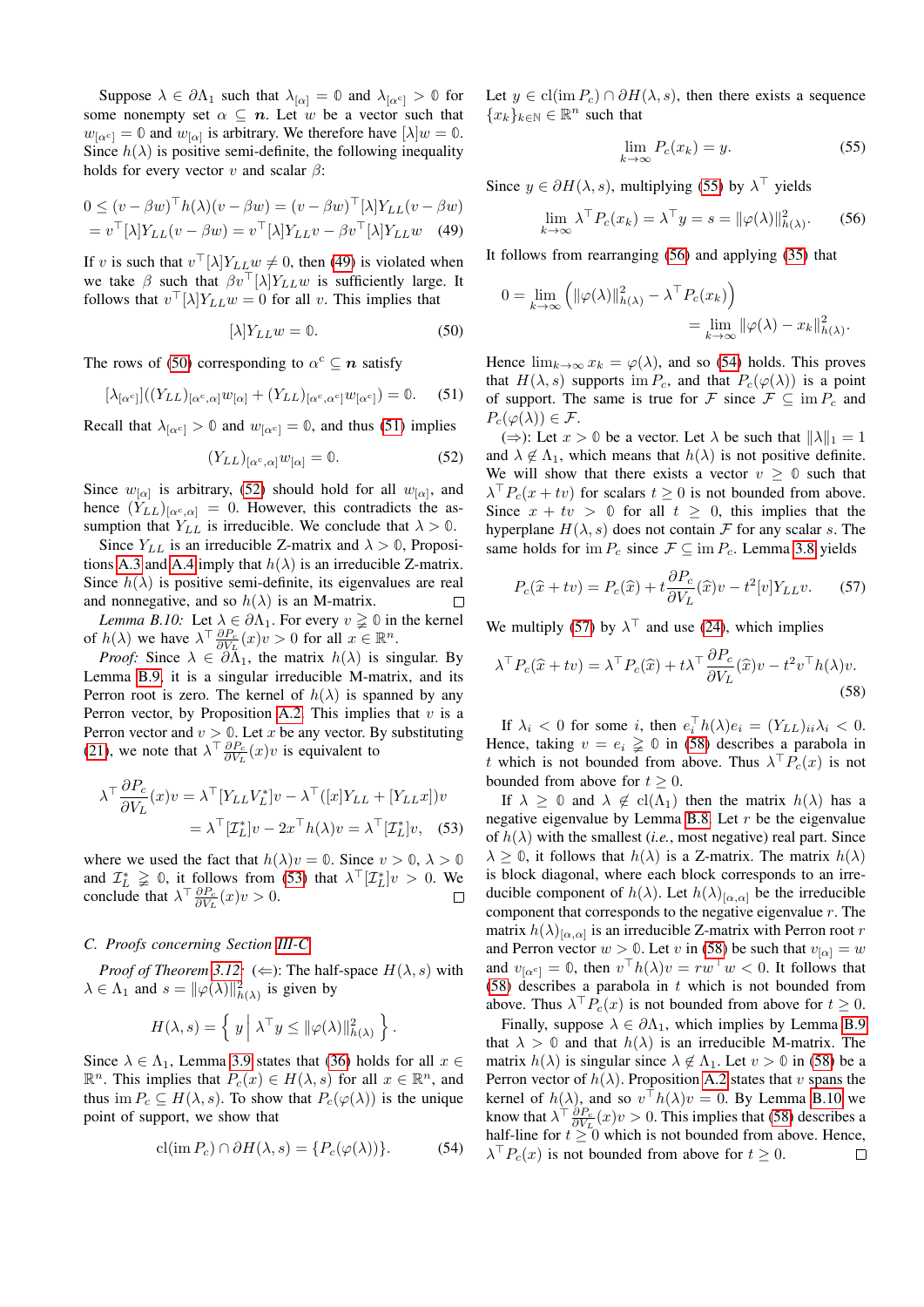Suppose $\lambda \in \partial\Lambda_1$ such that $\lambda_{[\alpha]} = \mathbb{0}$ and $\lambda_{[\alpha^c]} > \mathbb{0}$ for some nonempty set $\alpha \subseteq \boldsymbol{n}$. Let $w$ be a vector such that $w_{[\alpha^c]} = \mathbb{0}$ and $w_{[\alpha]}$ is arbitrary. We therefore have $[\lambda]w = \mathbb{0}$. Since $h(\lambda)$ is positive semi-definite, the following inequality holds for every vector $v$ and scalar $\beta$:

$$0 \le (v - \beta w)^\top h(\lambda)(v - \beta w) = (v - \beta w)^\top [\lambda] Y_{LL}(v - \beta w)$$
$$= v^\top [\lambda] Y_{LL}(v - \beta w) = v^\top [\lambda] Y_{LL} v - \beta v^\top [\lambda] Y_{LL} w \quad (49)$$

If $v$ is such that $v^\top [\lambda] Y_{LL} w \neq 0$, then (49) is violated when we take $\beta$ such that $\beta v^\top [\lambda] Y_{LL} w$ is sufficiently large. It follows that $v^\top [\lambda] Y_{LL} w = 0$ for all $v$. This implies that

$$[\lambda] Y_{LL} w = \mathbb{0}. \quad (50)$$

The rows of (50) corresponding to $\alpha^c \subseteq \boldsymbol{n}$ satisfy

$$[\lambda_{[\alpha^c]}]((Y_{LL})_{[\alpha^c,\alpha]} w_{[\alpha]} + (Y_{LL})_{[\alpha^c,\alpha^c]} w_{[\alpha^c]}) = \mathbb{0}. \quad (51)$$

Recall that $\lambda_{[\alpha^c]} > \mathbb{0}$ and $w_{[\alpha^c]} = \mathbb{0}$, and thus (51) implies

$$(Y_{LL})_{[\alpha^c,\alpha]} w_{[\alpha]} = \mathbb{0}. \quad (52)$$

Since $w_{[\alpha]}$ is arbitrary, (52) should hold for all $w_{[\alpha]}$, and hence $(Y_{LL})_{[\alpha^c,\alpha]} = 0$. However, this contradicts the assumption that $Y_{LL}$ is irreducible. We conclude that $\lambda > \mathbb{0}$.

Since $Y_{LL}$ is an irreducible Z-matrix and $\lambda > \mathbb{0}$, Propositions A.3 and A.4 imply that $h(\lambda)$ is an irreducible Z-matrix. Since $h(\lambda)$ is positive semi-definite, its eigenvalues are real and nonnegative, and so $h(\lambda)$ is an M-matrix. □

*Lemma B.10:* Let $\lambda \in \partial\Lambda_1$. For every $v \gneqq \mathbb{0}$ in the kernel of $h(\lambda)$ we have $\lambda^\top \frac{\partial P_c}{\partial V_L}(x) v > 0$ for all $x \in \mathbb{R}^n$.

*Proof:* Since $\lambda \in \partial\Lambda_1$, the matrix $h(\lambda)$ is singular. By Lemma B.9, it is a singular irreducible M-matrix, and its Perron root is zero. The kernel of $h(\lambda)$ is spanned by any Perron vector, by Proposition A.2. This implies that $v$ is a Perron vector and $v > \mathbb{0}$. Let $x$ be any vector. By substituting (21), we note that $\lambda^\top \frac{\partial P_c}{\partial V_L}(x) v$ is equivalent to

$$\lambda^\top \frac{\partial P_c}{\partial V_L}(x) v = \lambda^\top [Y_{LL} V_L^*] v - \lambda^\top ([x] Y_{LL} + [Y_{LL} x]) v$$
$$= \lambda^\top [\mathcal{I}_L^*] v - 2x^\top h(\lambda) v = \lambda^\top [\mathcal{I}_L^*] v, \quad (53)$$

where we used the fact that $h(\lambda)v = \mathbb{0}$. Since $v > \mathbb{0}$, $\lambda > \mathbb{0}$ and $\mathcal{I}_L^* \gneqq \mathbb{0}$, it follows from (53) that $\lambda^\top [\mathcal{I}_L^*] v > 0$. We conclude that $\lambda^\top \frac{\partial P_c}{\partial V_L}(x) v > 0$. □

### C. Proofs concerning Section III-C

*Proof of Theorem 3.12:* (⇐): The half-space $H(\lambda, s)$ with $\lambda \in \Lambda_1$ and $s = \|\varphi(\lambda)\|^2_{h(\lambda)}$ is given by

$$H(\lambda, s) = \left\{ y \;\middle|\; \lambda^\top y \le \|\varphi(\lambda)\|^2_{h(\lambda)} \right\}.$$

Since $\lambda \in \Lambda_1$, Lemma 3.9 states that (36) holds for all $x \in \mathbb{R}^n$. This implies that $P_c(x) \in H(\lambda, s)$ for all $x \in \mathbb{R}^n$, and thus $\operatorname{im} P_c \subseteq H(\lambda, s)$. To show that $P_c(\varphi(\lambda))$ is the unique point of support, we show that

$$\operatorname{cl}(\operatorname{im} P_c) \cap \partial H(\lambda, s) = \{P_c(\varphi(\lambda))\}. \quad (54)$$

Let $y \in \operatorname{cl}(\operatorname{im} P_c) \cap \partial H(\lambda, s)$, then there exists a sequence $\{x_k\}_{k \in \mathbb{N}} \in \mathbb{R}^n$ such that

$$\lim_{k \to \infty} P_c(x_k) = y. \quad (55)$$

Since $y \in \partial H(\lambda, s)$, multiplying (55) by $\lambda^\top$ yields

$$\lim_{k \to \infty} \lambda^\top P_c(x_k) = \lambda^\top y = s = \|\varphi(\lambda)\|^2_{h(\lambda)}. \quad (56)$$

It follows from rearranging (56) and applying (35) that

$$0 = \lim_{k \to \infty} \left( \|\varphi(\lambda)\|^2_{h(\lambda)} - \lambda^\top P_c(x_k) \right)$$
$$= \lim_{k \to \infty} \|\varphi(\lambda) - x_k\|^2_{h(\lambda)}.$$

Hence $\lim_{k \to \infty} x_k = \varphi(\lambda)$, and so (54) holds. This proves that $H(\lambda, s)$ supports $\operatorname{im} P_c$, and that $P_c(\varphi(\lambda))$ is a point of support. The same is true for $\mathcal{F}$ since $\mathcal{F} \subseteq \operatorname{im} P_c$ and $P_c(\varphi(\lambda)) \in \mathcal{F}$.

(⇒): Let $x > \mathbb{0}$ be a vector. Let $\lambda$ be such that $\|\lambda\|_1 = 1$ and $\lambda \notin \Lambda_1$, which means that $h(\lambda)$ is not positive definite. We will show that there exists a vector $v \ge \mathbb{0}$ such that $\lambda^\top P_c(x + tv)$ for scalars $t \ge 0$ is not bounded from above. Since $x + tv > \mathbb{0}$ for all $t \ge 0$, this implies that the hyperplane $H(\lambda, s)$ does not contain $\mathcal{F}$ for any scalar $s$. The same holds for $\operatorname{im} P_c$ since $\mathcal{F} \subseteq \operatorname{im} P_c$. Lemma 3.8 yields

$$P_c(\hat{x} + tv) = P_c(\hat{x}) + t \frac{\partial P_c}{\partial V_L}(\hat{x}) v - t^2 [v] Y_{LL} v. \quad (57)$$

We multiply (57) by $\lambda^\top$ and use (24), which implies

$$\lambda^\top P_c(\hat{x} + tv) = \lambda^\top P_c(\hat{x}) + t \lambda^\top \frac{\partial P_c}{\partial V_L}(\hat{x}) v - t^2 v^\top h(\lambda) v. \quad (58)$$

If $\lambda_i < 0$ for some $i$, then $e_i^\top h(\lambda) e_i = (Y_{LL})_{ii} \lambda_i < 0$. Hence, taking $v = e_i \gneqq \mathbb{0}$ in (58) describes a parabola in $t$ which is not bounded from above. Thus $\lambda^\top P_c(x)$ is not bounded from above for $t \ge 0$.

If $\lambda \ge \mathbb{0}$ and $\lambda \notin \operatorname{cl}(\Lambda_1)$ then the matrix $h(\lambda)$ has a negative eigenvalue by Lemma B.8. Let $r$ be the eigenvalue of $h(\lambda)$ with the smallest (*i.e.*, most negative) real part. Since $\lambda \ge \mathbb{0}$, it follows that $h(\lambda)$ is a Z-matrix. The matrix $h(\lambda)$ is block diagonal, where each block corresponds to an irreducible component of $h(\lambda)$. Let $h(\lambda)_{[\alpha,\alpha]}$ be the irreducible component that corresponds to the negative eigenvalue $r$. The matrix $h(\lambda)_{[\alpha,\alpha]}$ is an irreducible Z-matrix with Perron root $r$ and Perron vector $w > \mathbb{0}$. Let $v$ in (58) be such that $v_{[\alpha]} = w$ and $v_{[\alpha^c]} = \mathbb{0}$, then $v^\top h(\lambda) v = r w^\top w < 0$. It follows that (58) describes a parabola in $t$ which is not bounded from above. Thus $\lambda^\top P_c(x)$ is not bounded from above for $t \ge 0$.

Finally, suppose $\lambda \in \partial\Lambda_1$, which implies by Lemma B.9 that $\lambda > \mathbb{0}$ and that $h(\lambda)$ is an irreducible M-matrix. The matrix $h(\lambda)$ is singular since $\lambda \notin \Lambda_1$. Let $v > \mathbb{0}$ in (58) be a Perron vector of $h(\lambda)$. Proposition A.2 states that $v$ spans the kernel of $h(\lambda)$, and so $v^\top h(\lambda) v = 0$. By Lemma B.10 we know that $\lambda^\top \frac{\partial P_c}{\partial V_L}(x) v > 0$. This implies that (58) describes a half-line for $t \ge 0$ which is not bounded from above. Hence, $\lambda^\top P_c(x)$ is not bounded from above for $t \ge 0$. □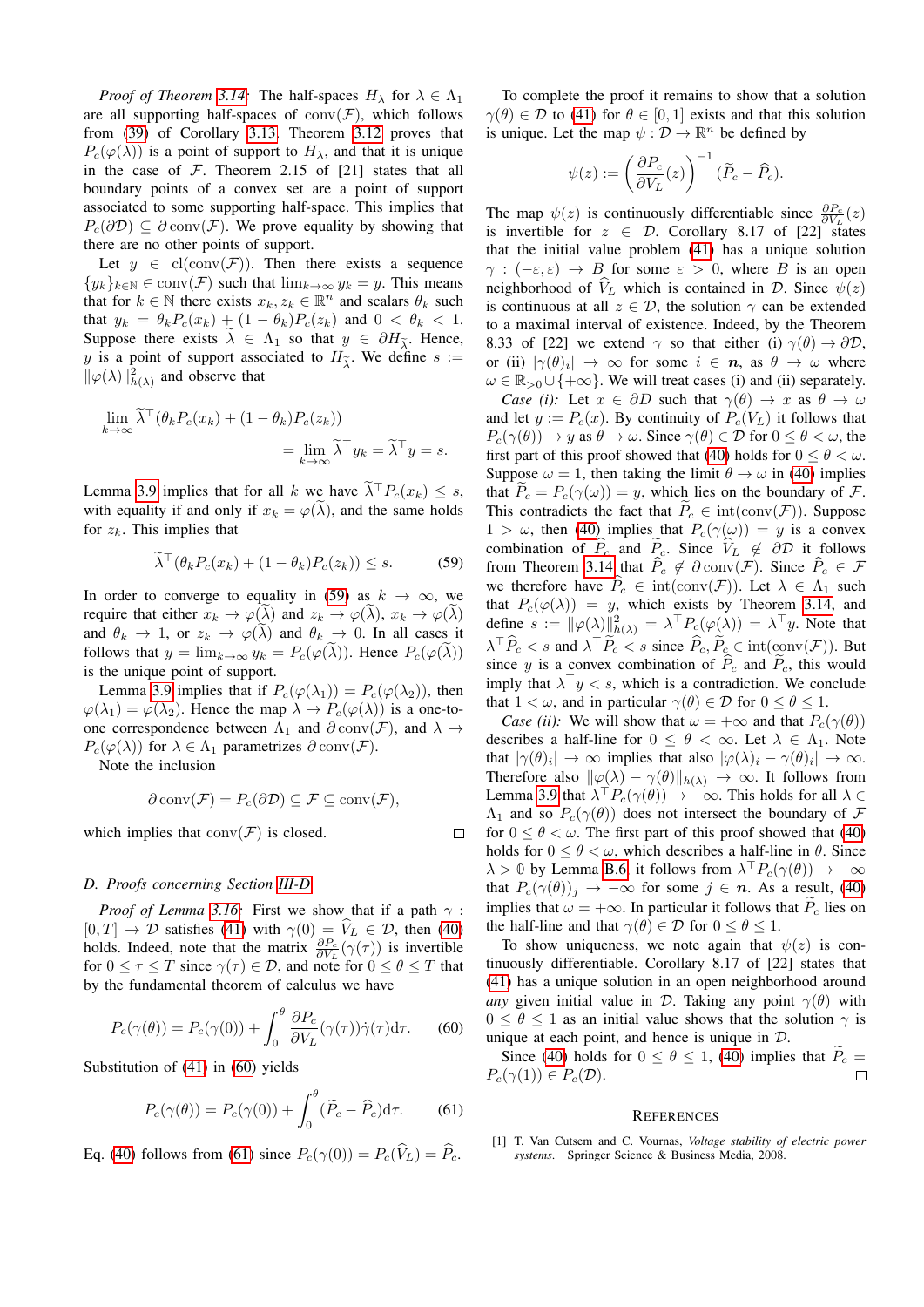*Proof of Theorem 3.14:* The half-spaces $H_\lambda$ for $\lambda \in \Lambda_1$ are all supporting half-spaces of $\operatorname{conv}(\mathcal{F})$, which follows from (39) of Corollary 3.13. Theorem 3.12 proves that $P_c(\varphi(\lambda))$ is a point of support to $H_\lambda$, and that it is unique in the case of $\mathcal{F}$. Theorem 2.15 of [21] states that all boundary points of a convex set are a point of support associated to some supporting half-space. This implies that $P_c(\partial\mathcal{D}) \subseteq \partial\operatorname{conv}(\mathcal{F})$. We prove equality by showing that there are no other points of support.

Let $y \in \operatorname{cl}(\operatorname{conv}(\mathcal{F}))$. Then there exists a sequence $\{y_k\}_{k\in\mathbb{N}} \in \operatorname{conv}(\mathcal{F})$ such that $\lim_{k\to\infty} y_k = y$. This means that for $k \in \mathbb{N}$ there exists $x_k, z_k \in \mathbb{R}^n$ and scalars $\theta_k$ such that $y_k = \theta_k P_c(x_k) + (1-\theta_k)P_c(z_k)$ and $0 < \theta_k < 1$. Suppose there exists $\widetilde{\lambda} \in \Lambda_1$ so that $y \in \partial H_{\widetilde{\lambda}}$. Hence, $y$ is a point of support associated to $H_{\widetilde{\lambda}}$. We define $s := \|\varphi(\lambda)\|^2_{h(\lambda)}$ and observe that

$$\lim_{k\to\infty} \widetilde{\lambda}^\top(\theta_k P_c(x_k) + (1-\theta_k)P_c(z_k)) = \lim_{k\to\infty} \widetilde{\lambda}^\top y_k = \widetilde{\lambda}^\top y = s.$$

Lemma 3.9 implies that for all $k$ we have $\widetilde{\lambda}^\top P_c(x_k) \leq s$, with equality if and only if $x_k = \varphi(\widetilde{\lambda})$, and the same holds for $z_k$. This implies that

$$\widetilde{\lambda}^\top(\theta_k P_c(x_k) + (1-\theta_k)P_c(z_k)) \leq s. \tag{59}$$

In order to converge to equality in (59) as $k \to \infty$, we require that either $x_k \to \varphi(\widetilde{\lambda})$ and $z_k \to \varphi(\widetilde{\lambda})$, $x_k \to \varphi(\widetilde{\lambda})$ and $\theta_k \to 1$, or $z_k \to \varphi(\widetilde{\lambda})$ and $\theta_k \to 0$. In all cases it follows that $y = \lim_{k\to\infty} y_k = P_c(\varphi(\widetilde{\lambda}))$. Hence $P_c(\varphi(\widetilde{\lambda}))$ is the unique point of support.

Lemma 3.9 implies that if $P_c(\varphi(\lambda_1)) = P_c(\varphi(\lambda_2))$, then $\varphi(\lambda_1) = \varphi(\lambda_2)$. Hence the map $\lambda \to P_c(\varphi(\lambda))$ is a one-to-one correspondence between $\Lambda_1$ and $\partial\operatorname{conv}(\mathcal{F})$, and $\lambda \to P_c(\varphi(\lambda))$ for $\lambda \in \Lambda_1$ parametrizes $\partial\operatorname{conv}(\mathcal{F})$.

Note the inclusion

$$\partial\operatorname{conv}(\mathcal{F}) = P_c(\partial\mathcal{D}) \subseteq \mathcal{F} \subseteq \operatorname{conv}(\mathcal{F}),$$

which implies that $\operatorname{conv}(\mathcal{F})$ is closed. □

### D. Proofs concerning Section III-D

*Proof of Lemma 3.16:* First we show that if a path $\gamma : [0,T] \to \mathcal{D}$ satisfies (41) with $\gamma(0) = \widehat{V}_L \in \mathcal{D}$, then (40) holds. Indeed, note that the matrix $\frac{\partial P_c}{\partial V_L}(\gamma(\tau))$ is invertible for $0 \leq \tau \leq T$ since $\gamma(\tau) \in \mathcal{D}$, and note for $0 \leq \theta \leq T$ that by the fundamental theorem of calculus we have

$$P_c(\gamma(\theta)) = P_c(\gamma(0)) + \int_0^\theta \frac{\partial P_c}{\partial V_L}(\gamma(\tau))\dot{\gamma}(\tau)\mathrm{d}\tau. \tag{60}$$

Substitution of (41) in (60) yields

$$P_c(\gamma(\theta)) = P_c(\gamma(0)) + \int_0^\theta (\widetilde{P}_c - \widehat{P}_c)\mathrm{d}\tau. \tag{61}$$

Eq. (40) follows from (61) since $P_c(\gamma(0)) = P_c(\widehat{V}_L) = \widehat{P}_c$.

To complete the proof it remains to show that a solution $\gamma(\theta) \in \mathcal{D}$ to (41) for $\theta \in [0,1]$ exists and that this solution is unique. Let the map $\psi : \mathcal{D} \to \mathbb{R}^n$ be defined by

$$\psi(z) := \left(\frac{\partial P_c}{\partial V_L}(z)\right)^{-1}(\widetilde{P}_c - \widehat{P}_c).$$

The map $\psi(z)$ is continuously differentiable since $\frac{\partial P_c}{\partial V_L}(z)$ is invertible for $z \in \mathcal{D}$. Corollary 8.17 of [22] states that the initial value problem (41) has a unique solution $\gamma : (-\varepsilon, \varepsilon) \to B$ for some $\varepsilon > 0$, where $B$ is an open neighborhood of $\widehat{V}_L$ which is contained in $\mathcal{D}$. Since $\psi(z)$ is continuous at all $z \in \mathcal{D}$, the solution $\gamma$ can be extended to a maximal interval of existence. Indeed, by the Theorem 8.33 of [22] we extend $\gamma$ so that either (i) $\gamma(\theta) \to \partial\mathcal{D}$, or (ii) $|\gamma(\theta)_i| \to \infty$ for some $i \in \boldsymbol{n}$, as $\theta \to \omega$ where $\omega \in \mathbb{R}_{>0} \cup \{+\infty\}$. We will treat cases (i) and (ii) separately.

*Case (i):* Let $x \in \partial D$ such that $\gamma(\theta) \to x$ as $\theta \to \omega$ and let $y := P_c(x)$. By continuity of $P_c(V_L)$ it follows that $P_c(\gamma(\theta)) \to y$ as $\theta \to \omega$. Since $\gamma(\theta) \in \mathcal{D}$ for $0 \leq \theta < \omega$, the first part of this proof showed that (40) holds for $0 \leq \theta < \omega$. Suppose $\omega = 1$, then taking the limit $\theta \to \omega$ in (40) implies that $\widetilde{P}_c = P_c(\gamma(\omega)) = y$, which lies on the boundary of $\mathcal{F}$. This contradicts the fact that $\widetilde{P}_c \in \operatorname{int}(\operatorname{conv}(\mathcal{F}))$. Suppose $1 > \omega$, then (40) implies that $P_c(\gamma(\omega)) = y$ is a convex combination of $\widetilde{P}_c$ and $\widehat{P}_c$. Since $\widehat{V}_L \notin \partial\mathcal{D}$ it follows from Theorem 3.14 that $\widehat{P}_c \notin \partial\operatorname{conv}(\mathcal{F})$. Since $\widehat{P}_c \in \mathcal{F}$ we therefore have $\widehat{P}_c \in \operatorname{int}(\operatorname{conv}(\mathcal{F}))$. Let $\lambda \in \Lambda_1$ such that $P_c(\varphi(\lambda)) = y$, which exists by Theorem 3.14, and define $s := \|\varphi(\lambda)\|^2_{h(\lambda)} = \lambda^\top P_c(\varphi(\lambda)) = \lambda^\top y$. Note that $\lambda^\top \widehat{P}_c < s$ and $\lambda^\top \widetilde{P}_c < s$ since $\widehat{P}_c, \widetilde{P}_c \in \operatorname{int}(\operatorname{conv}(\mathcal{F}))$. But since $y$ is a convex combination of $\widehat{P}_c$ and $\widetilde{P}_c$, this would imply that $\lambda^\top y < s$, which is a contradiction. We conclude that $1 < \omega$, and in particular $\gamma(\theta) \in \mathcal{D}$ for $0 \leq \theta \leq 1$.

*Case (ii):* We will show that $\omega = +\infty$ and that $P_c(\gamma(\theta))$ describes a half-line for $0 \leq \theta < \infty$. Let $\lambda \in \Lambda_1$. Note that $|\gamma(\theta)_i| \to \infty$ implies that also $|\varphi(\lambda)_i - \gamma(\theta)_i| \to \infty$. Therefore also $\|\varphi(\lambda) - \gamma(\theta)\|_{h(\lambda)} \to \infty$. It follows from Lemma 3.9 that $\lambda^\top P_c(\gamma(\theta)) \to -\infty$. This holds for all $\lambda \in \Lambda_1$ and so $P_c(\gamma(\theta))$ does not intersect the boundary of $\mathcal{F}$ for $0 \leq \theta < \omega$. The first part of this proof showed that (40) holds for $0 \leq \theta < \omega$, which describes a half-line in $\theta$. Since $\lambda > \mathbb{0}$ by Lemma B.6, it follows from $\lambda^\top P_c(\gamma(\theta)) \to -\infty$ that $P_c(\gamma(\theta))_j \to -\infty$ for some $j \in \boldsymbol{n}$. As a result, (40) implies that $\omega = +\infty$. In particular it follows that $\widetilde{P}_c$ lies on the half-line and that $\gamma(\theta) \in \mathcal{D}$ for $0 \leq \theta \leq 1$.

To show uniqueness, we note again that $\psi(z)$ is continuously differentiable. Corollary 8.17 of [22] states that (41) has a unique solution in an open neighborhood around *any* given initial value in $\mathcal{D}$. Taking any point $\gamma(\theta)$ with $0 \leq \theta \leq 1$ as an initial value shows that the solution $\gamma$ is unique at each point, and hence is unique in $\mathcal{D}$.

Since (40) holds for $0 \leq \theta \leq 1$, (40) implies that $\widetilde{P}_c = P_c(\gamma(1)) \in P_c(\mathcal{D})$. □

## References

[1] T. Van Cutsem and C. Vournas, *Voltage stability of electric power systems.* Springer Science & Business Media, 2008.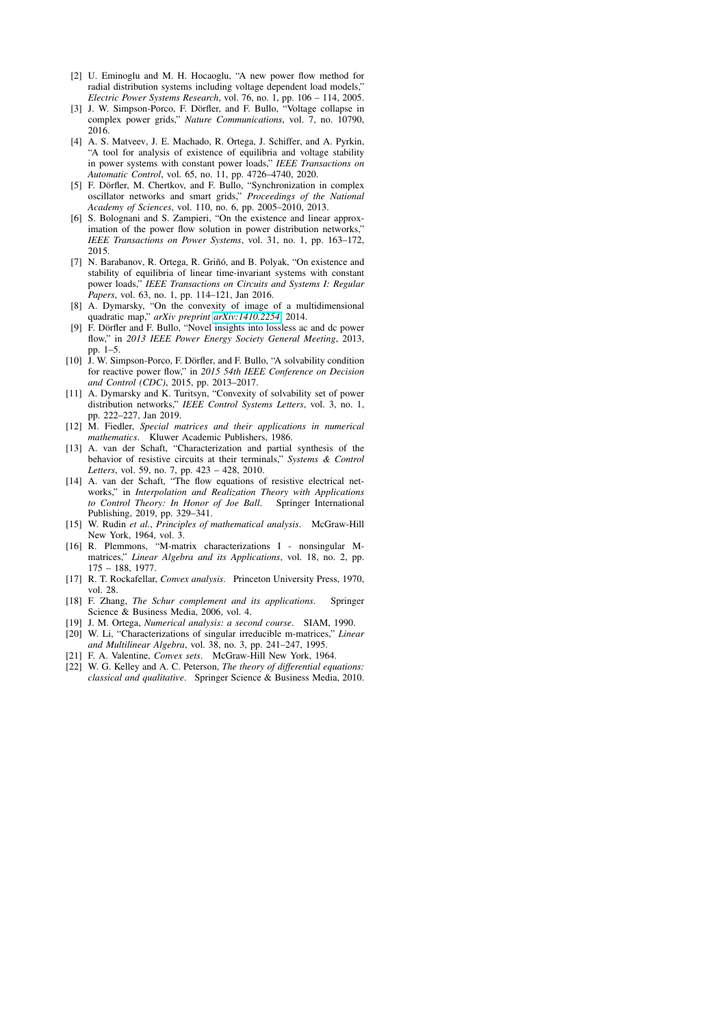[2] U. Eminoglu and M. H. Hocaoglu, "A new power flow method for radial distribution systems including voltage dependent load models," *Electric Power Systems Research*, vol. 76, no. 1, pp. 106 – 114, 2005.

[3] J. W. Simpson-Porco, F. Dörfler, and F. Bullo, "Voltage collapse in complex power grids," *Nature Communications*, vol. 7, no. 10790, 2016.

[4] A. S. Matveev, J. E. Machado, R. Ortega, J. Schiffer, and A. Pyrkin, "A tool for analysis of existence of equilibria and voltage stability in power systems with constant power loads," *IEEE Transactions on Automatic Control*, vol. 65, no. 11, pp. 4726–4740, 2020.

[5] F. Dörfler, M. Chertkov, and F. Bullo, "Synchronization in complex oscillator networks and smart grids," *Proceedings of the National Academy of Sciences*, vol. 110, no. 6, pp. 2005–2010, 2013.

[6] S. Bolognani and S. Zampieri, "On the existence and linear approximation of the power flow solution in power distribution networks," *IEEE Transactions on Power Systems*, vol. 31, no. 1, pp. 163–172, 2015.

[7] N. Barabanov, R. Ortega, R. Griñó, and B. Polyak, "On existence and stability of equilibria of linear time-invariant systems with constant power loads," *IEEE Transactions on Circuits and Systems I: Regular Papers*, vol. 63, no. 1, pp. 114–121, Jan 2016.

[8] A. Dymarsky, "On the convexity of image of a multidimensional quadratic map," *arXiv preprint arXiv:1410.2254*, 2014.

[9] F. Dörfler and F. Bullo, "Novel insights into lossless ac and dc power flow," in *2013 IEEE Power Energy Society General Meeting*, 2013, pp. 1–5.

[10] J. W. Simpson-Porco, F. Dörfler, and F. Bullo, "A solvability condition for reactive power flow," in *2015 54th IEEE Conference on Decision and Control (CDC)*, 2015, pp. 2013–2017.

[11] A. Dymarsky and K. Turitsyn, "Convexity of solvability set of power distribution networks," *IEEE Control Systems Letters*, vol. 3, no. 1, pp. 222–227, Jan 2019.

[12] M. Fiedler, *Special matrices and their applications in numerical mathematics*. Kluwer Academic Publishers, 1986.

[13] A. van der Schaft, "Characterization and partial synthesis of the behavior of resistive circuits at their terminals," *Systems & Control Letters*, vol. 59, no. 7, pp. 423 – 428, 2010.

[14] A. van der Schaft, "The flow equations of resistive electrical networks," in *Interpolation and Realization Theory with Applications to Control Theory: In Honor of Joe Ball*. Springer International Publishing, 2019, pp. 329–341.

[15] W. Rudin *et al.*, *Principles of mathematical analysis*. McGraw-Hill New York, 1964, vol. 3.

[16] R. Plemmons, "M-matrix characterizations I - nonsingular M-matrices," *Linear Algebra and its Applications*, vol. 18, no. 2, pp. 175 – 188, 1977.

[17] R. T. Rockafellar, *Convex analysis*. Princeton University Press, 1970, vol. 28.

[18] F. Zhang, *The Schur complement and its applications*. Springer Science & Business Media, 2006, vol. 4.

[19] J. M. Ortega, *Numerical analysis: a second course*. SIAM, 1990.

[20] W. Li, "Characterizations of singular irreducible m-matrices," *Linear and Multilinear Algebra*, vol. 38, no. 3, pp. 241–247, 1995.

[21] F. A. Valentine, *Convex sets*. McGraw-Hill New York, 1964.

[22] W. G. Kelley and A. C. Peterson, *The theory of differential equations: classical and qualitative*. Springer Science & Business Media, 2010.